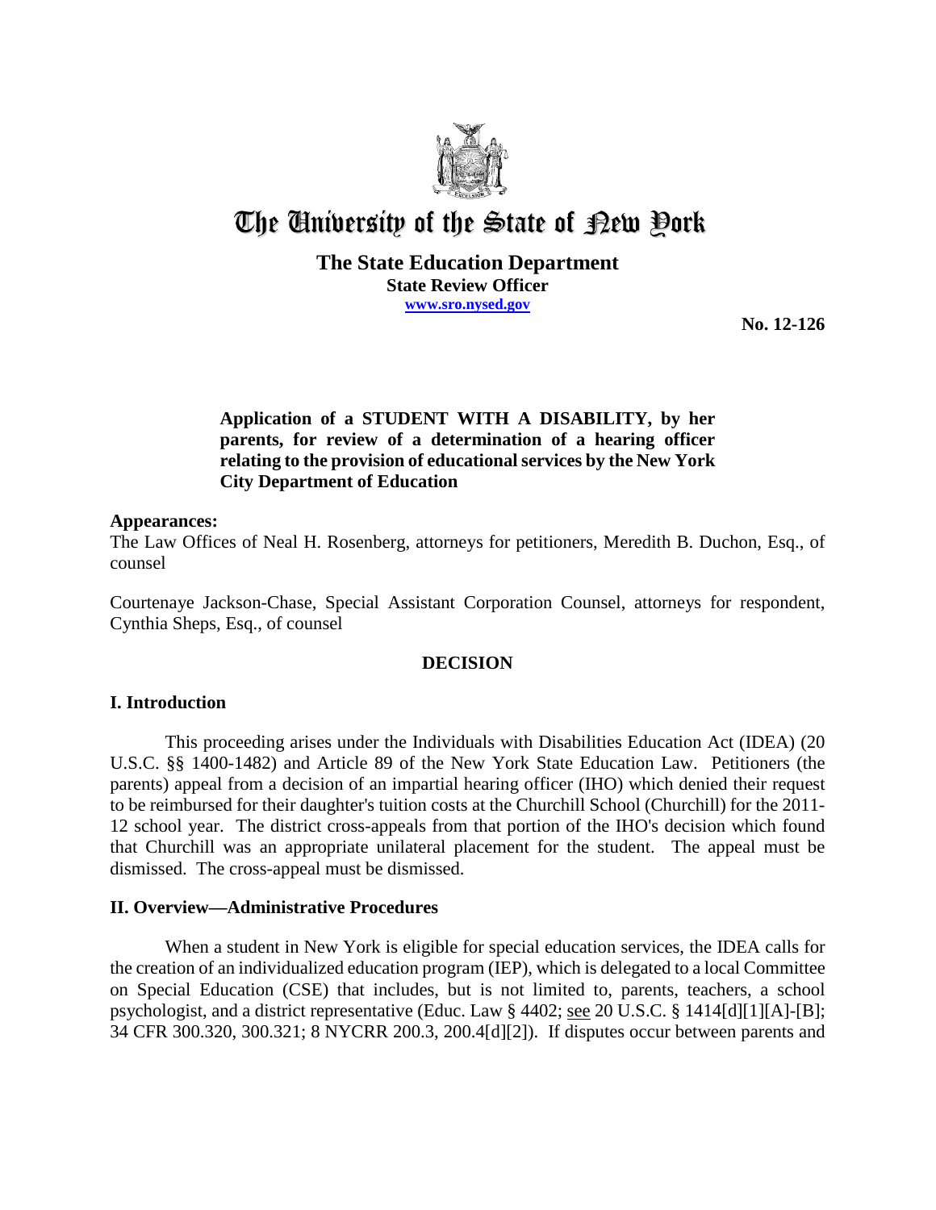# The University of the State of New York

**The State Education Department**
**State Review Officer**
**www.sro.nysed.gov**

**No. 12-126**

**Application of a STUDENT WITH A DISABILITY, by her parents, for review of a determination of a hearing officer relating to the provision of educational services by the New York City Department of Education**

## Appearances:

The Law Offices of Neal H. Rosenberg, attorneys for petitioners, Meredith B. Duchon, Esq., of counsel

Courtenaye Jackson-Chase, Special Assistant Corporation Counsel, attorneys for respondent, Cynthia Sheps, Esq., of counsel

## DECISION

## I. Introduction

This proceeding arises under the Individuals with Disabilities Education Act (IDEA) (20 U.S.C. §§ 1400-1482) and Article 89 of the New York State Education Law. Petitioners (the parents) appeal from a decision of an impartial hearing officer (IHO) which denied their request to be reimbursed for their daughter's tuition costs at the Churchill School (Churchill) for the 2011-12 school year. The district cross-appeals from that portion of the IHO's decision which found that Churchill was an appropriate unilateral placement for the student. The appeal must be dismissed. The cross-appeal must be dismissed.

## II. Overview—Administrative Procedures

When a student in New York is eligible for special education services, the IDEA calls for the creation of an individualized education program (IEP), which is delegated to a local Committee on Special Education (CSE) that includes, but is not limited to, parents, teachers, a school psychologist, and a district representative (Educ. Law § 4402; see 20 U.S.C. § 1414[d][1][A]-[B]; 34 CFR 300.320, 300.321; 8 NYCRR 200.3, 200.4[d][2]). If disputes occur between parents and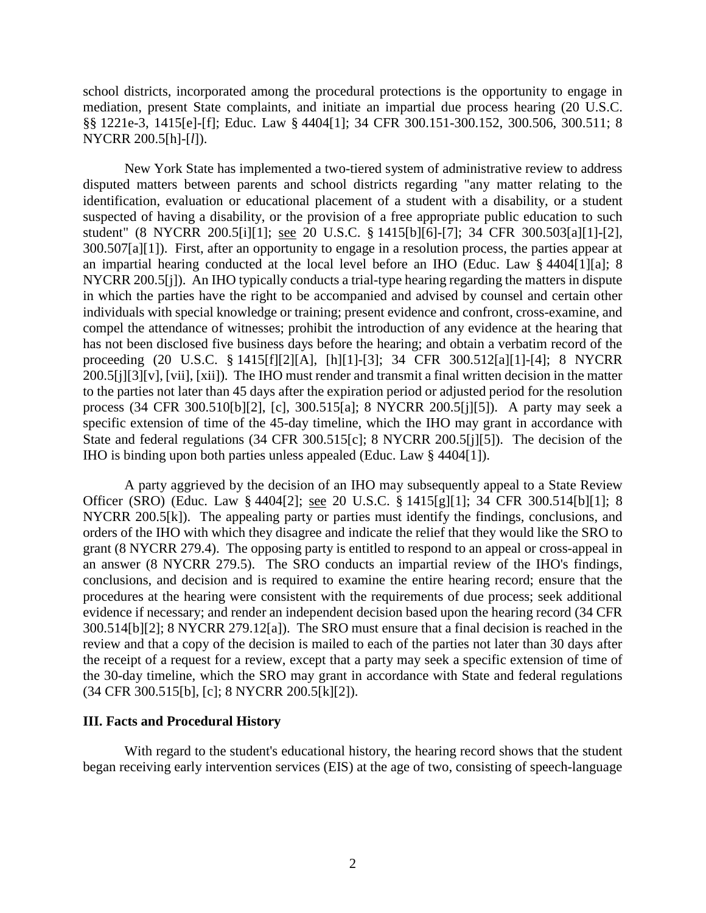school districts, incorporated among the procedural protections is the opportunity to engage in mediation, present State complaints, and initiate an impartial due process hearing (20 U.S.C. §§ 1221e-3, 1415[e]-[f]; Educ. Law § 4404[1]; 34 CFR 300.151-300.152, 300.506, 300.511; 8 NYCRR 200.5[h]-[*l*]).

New York State has implemented a two-tiered system of administrative review to address disputed matters between parents and school districts regarding "any matter relating to the identification, evaluation or educational placement of a student with a disability, or a student suspected of having a disability, or the provision of a free appropriate public education to such student" (8 NYCRR 200.5[i][1]; see 20 U.S.C. § 1415[b][6]-[7]; 34 CFR 300.503[a][1]-[2], 300.507[a][1]). First, after an opportunity to engage in a resolution process, the parties appear at an impartial hearing conducted at the local level before an IHO (Educ. Law § 4404[1][a]; 8 NYCRR 200.5[j]). An IHO typically conducts a trial-type hearing regarding the matters in dispute in which the parties have the right to be accompanied and advised by counsel and certain other individuals with special knowledge or training; present evidence and confront, cross-examine, and compel the attendance of witnesses; prohibit the introduction of any evidence at the hearing that has not been disclosed five business days before the hearing; and obtain a verbatim record of the proceeding (20 U.S.C. § 1415[f][2][A], [h][1]-[3]; 34 CFR 300.512[a][1]-[4]; 8 NYCRR 200.5[j][3][v], [vii], [xii]). The IHO must render and transmit a final written decision in the matter to the parties not later than 45 days after the expiration period or adjusted period for the resolution process (34 CFR 300.510[b][2], [c], 300.515[a]; 8 NYCRR 200.5[j][5]). A party may seek a specific extension of time of the 45-day timeline, which the IHO may grant in accordance with State and federal regulations (34 CFR 300.515[c]; 8 NYCRR 200.5[j][5]). The decision of the IHO is binding upon both parties unless appealed (Educ. Law § 4404[1]).

A party aggrieved by the decision of an IHO may subsequently appeal to a State Review Officer (SRO) (Educ. Law § 4404[2]; see 20 U.S.C. § 1415[g][1]; 34 CFR 300.514[b][1]; 8 NYCRR 200.5[k]). The appealing party or parties must identify the findings, conclusions, and orders of the IHO with which they disagree and indicate the relief that they would like the SRO to grant (8 NYCRR 279.4). The opposing party is entitled to respond to an appeal or cross-appeal in an answer (8 NYCRR 279.5). The SRO conducts an impartial review of the IHO's findings, conclusions, and decision and is required to examine the entire hearing record; ensure that the procedures at the hearing were consistent with the requirements of due process; seek additional evidence if necessary; and render an independent decision based upon the hearing record (34 CFR 300.514[b][2]; 8 NYCRR 279.12[a]). The SRO must ensure that a final decision is reached in the review and that a copy of the decision is mailed to each of the parties not later than 30 days after the receipt of a request for a review, except that a party may seek a specific extension of time of the 30-day timeline, which the SRO may grant in accordance with State and federal regulations (34 CFR 300.515[b], [c]; 8 NYCRR 200.5[k][2]).

### III. Facts and Procedural History

With regard to the student's educational history, the hearing record shows that the student began receiving early intervention services (EIS) at the age of two, consisting of speech-language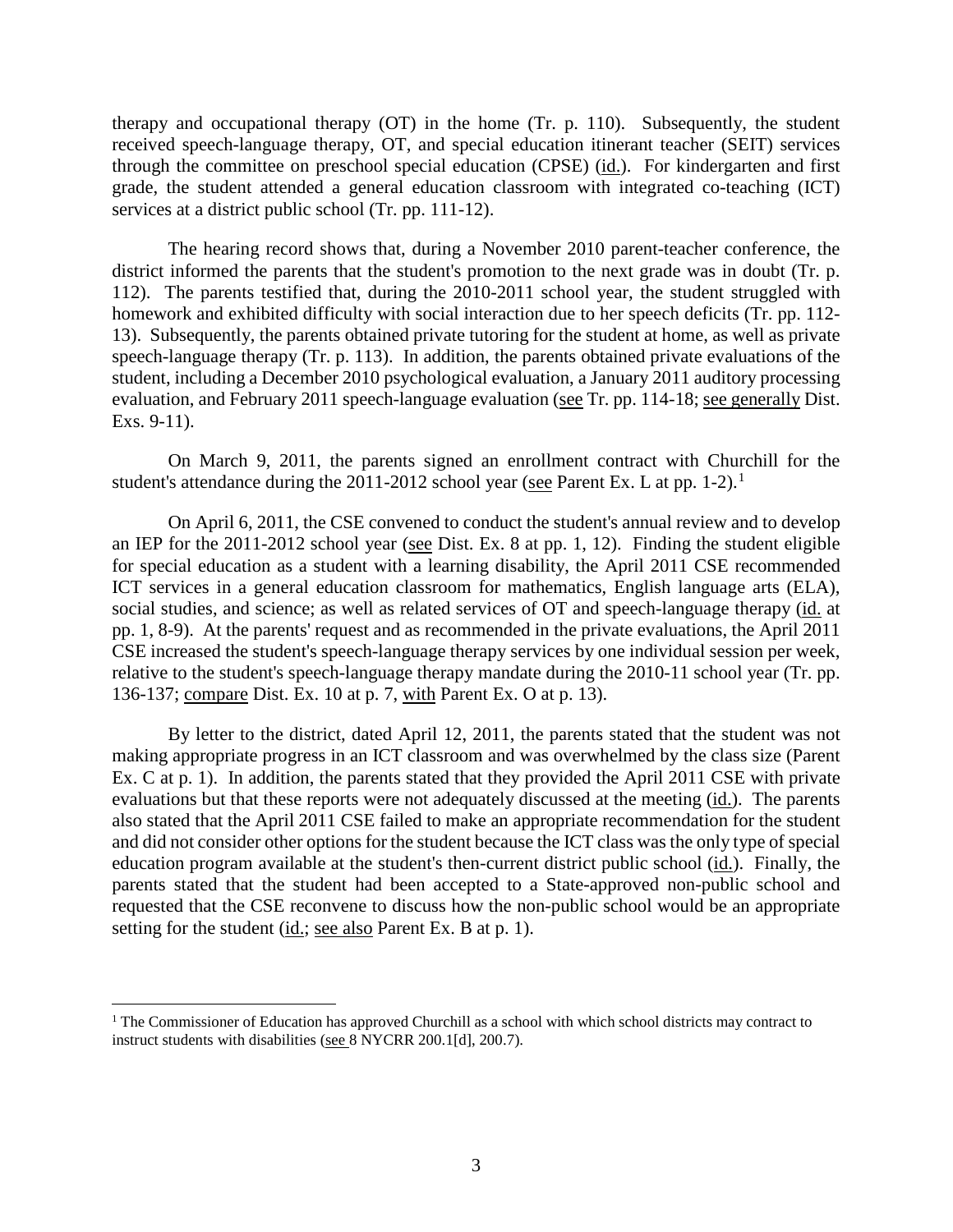therapy and occupational therapy (OT) in the home (Tr. p. 110). Subsequently, the student received speech-language therapy, OT, and special education itinerant teacher (SEIT) services through the committee on preschool special education (CPSE) (id.). For kindergarten and first grade, the student attended a general education classroom with integrated co-teaching (ICT) services at a district public school (Tr. pp. 111-12).

The hearing record shows that, during a November 2010 parent-teacher conference, the district informed the parents that the student's promotion to the next grade was in doubt (Tr. p. 112). The parents testified that, during the 2010-2011 school year, the student struggled with homework and exhibited difficulty with social interaction due to her speech deficits (Tr. pp. 112-13). Subsequently, the parents obtained private tutoring for the student at home, as well as private speech-language therapy (Tr. p. 113). In addition, the parents obtained private evaluations of the student, including a December 2010 psychological evaluation, a January 2011 auditory processing evaluation, and February 2011 speech-language evaluation (see Tr. pp. 114-18; see generally Dist. Exs. 9-11).

On March 9, 2011, the parents signed an enrollment contract with Churchill for the student's attendance during the 2011-2012 school year (see Parent Ex. L at pp. 1-2).[1]

On April 6, 2011, the CSE convened to conduct the student's annual review and to develop an IEP for the 2011-2012 school year (see Dist. Ex. 8 at pp. 1, 12). Finding the student eligible for special education as a student with a learning disability, the April 2011 CSE recommended ICT services in a general education classroom for mathematics, English language arts (ELA), social studies, and science; as well as related services of OT and speech-language therapy (id. at pp. 1, 8-9). At the parents' request and as recommended in the private evaluations, the April 2011 CSE increased the student's speech-language therapy services by one individual session per week, relative to the student's speech-language therapy mandate during the 2010-11 school year (Tr. pp. 136-137; compare Dist. Ex. 10 at p. 7, with Parent Ex. O at p. 13).

By letter to the district, dated April 12, 2011, the parents stated that the student was not making appropriate progress in an ICT classroom and was overwhelmed by the class size (Parent Ex. C at p. 1). In addition, the parents stated that they provided the April 2011 CSE with private evaluations but that these reports were not adequately discussed at the meeting (id.). The parents also stated that the April 2011 CSE failed to make an appropriate recommendation for the student and did not consider other options for the student because the ICT class was the only type of special education program available at the student's then-current district public school (id.). Finally, the parents stated that the student had been accepted to a State-approved non-public school and requested that the CSE reconvene to discuss how the non-public school would be an appropriate setting for the student (id.; see also Parent Ex. B at p. 1).

[1] The Commissioner of Education has approved Churchill as a school with which school districts may contract to instruct students with disabilities (see 8 NYCRR 200.1[d], 200.7).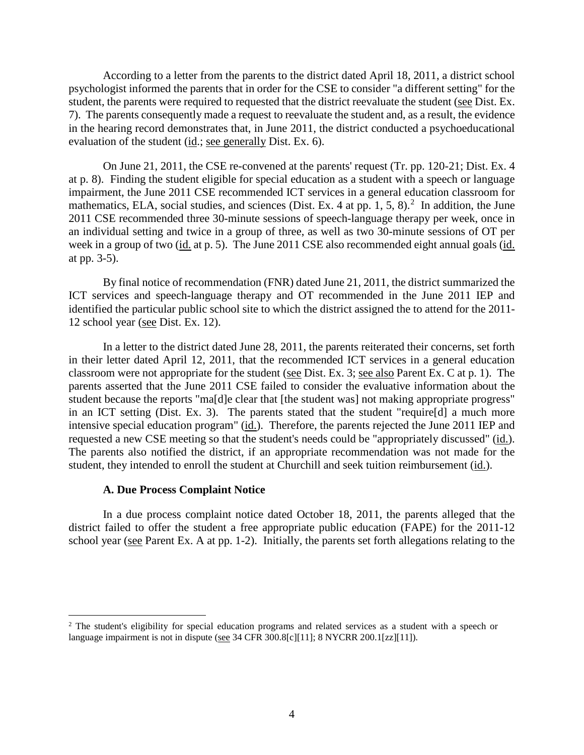According to a letter from the parents to the district dated April 18, 2011, a district school psychologist informed the parents that in order for the CSE to consider "a different setting" for the student, the parents were required to requested that the district reevaluate the student (see Dist. Ex. 7). The parents consequently made a request to reevaluate the student and, as a result, the evidence in the hearing record demonstrates that, in June 2011, the district conducted a psychoeducational evaluation of the student (id.; see generally Dist. Ex. 6).

On June 21, 2011, the CSE re-convened at the parents' request (Tr. pp. 120-21; Dist. Ex. 4 at p. 8). Finding the student eligible for special education as a student with a speech or language impairment, the June 2011 CSE recommended ICT services in a general education classroom for mathematics, ELA, social studies, and sciences (Dist. Ex. 4 at pp. 1, 5, 8).[2] In addition, the June 2011 CSE recommended three 30-minute sessions of speech-language therapy per week, once in an individual setting and twice in a group of three, as well as two 30-minute sessions of OT per week in a group of two (id. at p. 5). The June 2011 CSE also recommended eight annual goals (id. at pp. 3-5).

By final notice of recommendation (FNR) dated June 21, 2011, the district summarized the ICT services and speech-language therapy and OT recommended in the June 2011 IEP and identified the particular public school site to which the district assigned the to attend for the 2011-12 school year (see Dist. Ex. 12).

In a letter to the district dated June 28, 2011, the parents reiterated their concerns, set forth in their letter dated April 12, 2011, that the recommended ICT services in a general education classroom were not appropriate for the student (see Dist. Ex. 3; see also Parent Ex. C at p. 1). The parents asserted that the June 2011 CSE failed to consider the evaluative information about the student because the reports "ma[d]e clear that [the student was] not making appropriate progress" in an ICT setting (Dist. Ex. 3). The parents stated that the student "require[d] a much more intensive special education program" (id.). Therefore, the parents rejected the June 2011 IEP and requested a new CSE meeting so that the student's needs could be "appropriately discussed" (id.). The parents also notified the district, if an appropriate recommendation was not made for the student, they intended to enroll the student at Churchill and seek tuition reimbursement (id.).

### A. Due Process Complaint Notice

In a due process complaint notice dated October 18, 2011, the parents alleged that the district failed to offer the student a free appropriate public education (FAPE) for the 2011-12 school year (see Parent Ex. A at pp. 1-2). Initially, the parents set forth allegations relating to the

[2] The student's eligibility for special education programs and related services as a student with a speech or language impairment is not in dispute (see 34 CFR 300.8[c][11]; 8 NYCRR 200.1[zz][11]).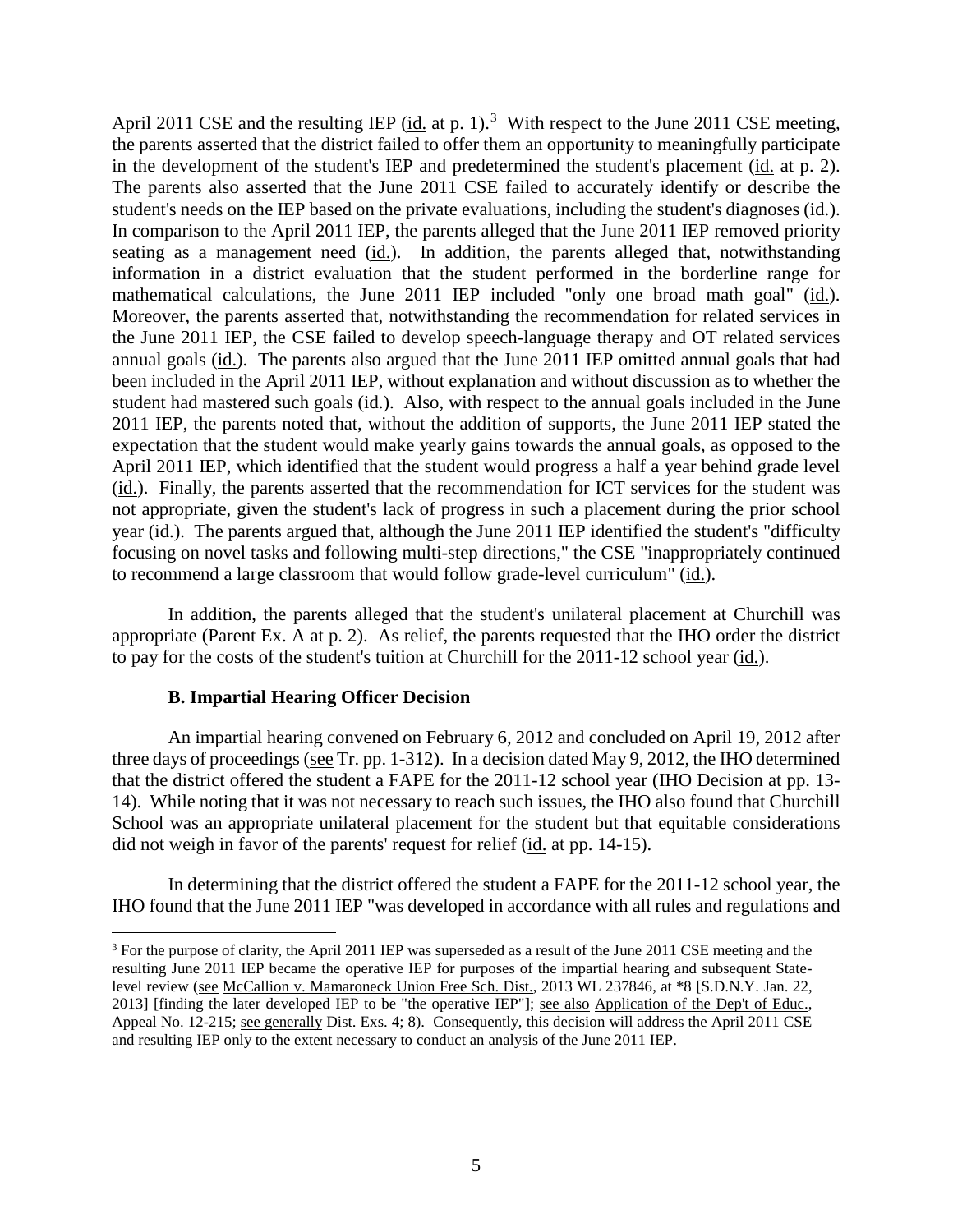April 2011 CSE and the resulting IEP (id. at p. 1).[3] With respect to the June 2011 CSE meeting, the parents asserted that the district failed to offer them an opportunity to meaningfully participate in the development of the student's IEP and predetermined the student's placement (id. at p. 2). The parents also asserted that the June 2011 CSE failed to accurately identify or describe the student's needs on the IEP based on the private evaluations, including the student's diagnoses (id.). In comparison to the April 2011 IEP, the parents alleged that the June 2011 IEP removed priority seating as a management need (id.). In addition, the parents alleged that, notwithstanding information in a district evaluation that the student performed in the borderline range for mathematical calculations, the June 2011 IEP included "only one broad math goal" (id.). Moreover, the parents asserted that, notwithstanding the recommendation for related services in the June 2011 IEP, the CSE failed to develop speech-language therapy and OT related services annual goals (id.). The parents also argued that the June 2011 IEP omitted annual goals that had been included in the April 2011 IEP, without explanation and without discussion as to whether the student had mastered such goals (id.). Also, with respect to the annual goals included in the June 2011 IEP, the parents noted that, without the addition of supports, the June 2011 IEP stated the expectation that the student would make yearly gains towards the annual goals, as opposed to the April 2011 IEP, which identified that the student would progress a half a year behind grade level (id.). Finally, the parents asserted that the recommendation for ICT services for the student was not appropriate, given the student's lack of progress in such a placement during the prior school year (id.). The parents argued that, although the June 2011 IEP identified the student's "difficulty focusing on novel tasks and following multi-step directions," the CSE "inappropriately continued to recommend a large classroom that would follow grade-level curriculum" (id.).

In addition, the parents alleged that the student's unilateral placement at Churchill was appropriate (Parent Ex. A at p. 2). As relief, the parents requested that the IHO order the district to pay for the costs of the student's tuition at Churchill for the 2011-12 school year (id.).

### B. Impartial Hearing Officer Decision

An impartial hearing convened on February 6, 2012 and concluded on April 19, 2012 after three days of proceedings (see Tr. pp. 1-312). In a decision dated May 9, 2012, the IHO determined that the district offered the student a FAPE for the 2011-12 school year (IHO Decision at pp. 13-14). While noting that it was not necessary to reach such issues, the IHO also found that Churchill School was an appropriate unilateral placement for the student but that equitable considerations did not weigh in favor of the parents' request for relief (id. at pp. 14-15).

In determining that the district offered the student a FAPE for the 2011-12 school year, the IHO found that the June 2011 IEP "was developed in accordance with all rules and regulations and

[3] For the purpose of clarity, the April 2011 IEP was superseded as a result of the June 2011 CSE meeting and the resulting June 2011 IEP became the operative IEP for purposes of the impartial hearing and subsequent State-level review (see McCallion v. Mamaroneck Union Free Sch. Dist., 2013 WL 237846, at *8 [S.D.N.Y. Jan. 22, 2013] [finding the later developed IEP to be "the operative IEP"]; see also Application of the Dep't of Educ., Appeal No. 12-215; see generally Dist. Exs. 4; 8). Consequently, this decision will address the April 2011 CSE and resulting IEP only to the extent necessary to conduct an analysis of the June 2011 IEP.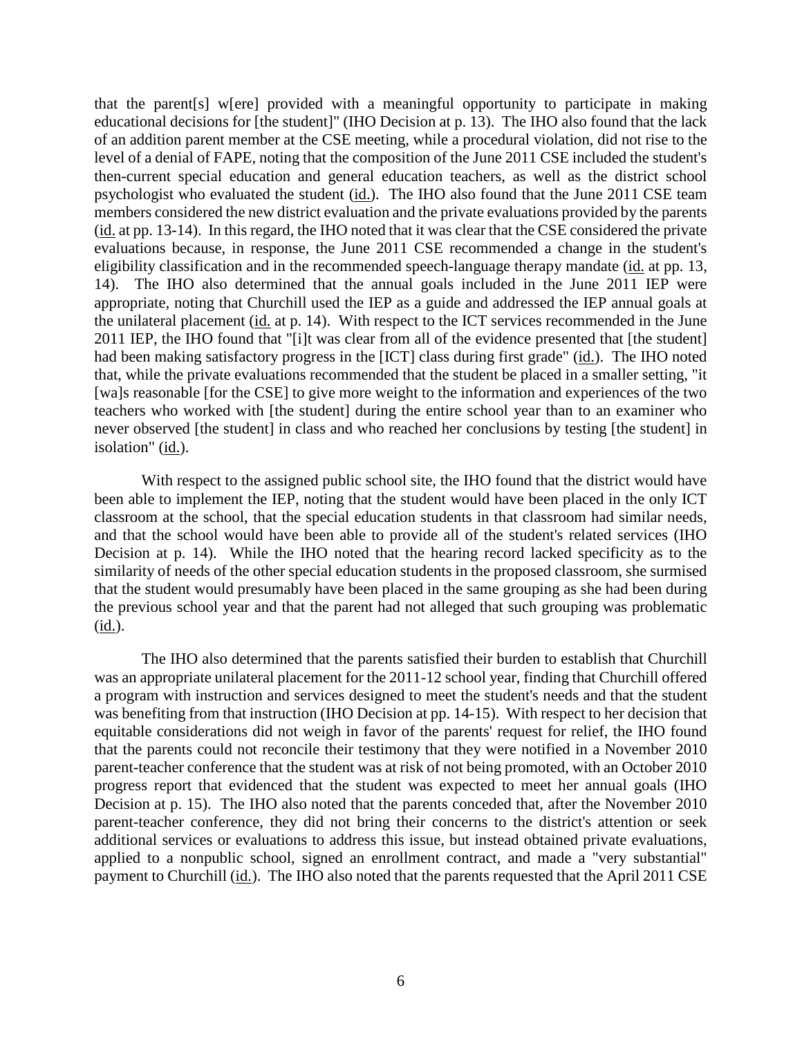that the parent[s] w[ere] provided with a meaningful opportunity to participate in making educational decisions for [the student]" (IHO Decision at p. 13). The IHO also found that the lack of an addition parent member at the CSE meeting, while a procedural violation, did not rise to the level of a denial of FAPE, noting that the composition of the June 2011 CSE included the student's then-current special education and general education teachers, as well as the district school psychologist who evaluated the student (id.). The IHO also found that the June 2011 CSE team members considered the new district evaluation and the private evaluations provided by the parents (id. at pp. 13-14). In this regard, the IHO noted that it was clear that the CSE considered the private evaluations because, in response, the June 2011 CSE recommended a change in the student's eligibility classification and in the recommended speech-language therapy mandate (id. at pp. 13, 14). The IHO also determined that the annual goals included in the June 2011 IEP were appropriate, noting that Churchill used the IEP as a guide and addressed the IEP annual goals at the unilateral placement (id. at p. 14). With respect to the ICT services recommended in the June 2011 IEP, the IHO found that "[i]t was clear from all of the evidence presented that [the student] had been making satisfactory progress in the [ICT] class during first grade" (id.). The IHO noted that, while the private evaluations recommended that the student be placed in a smaller setting, "it [wa]s reasonable [for the CSE] to give more weight to the information and experiences of the two teachers who worked with [the student] during the entire school year than to an examiner who never observed [the student] in class and who reached her conclusions by testing [the student] in isolation" (id.).

With respect to the assigned public school site, the IHO found that the district would have been able to implement the IEP, noting that the student would have been placed in the only ICT classroom at the school, that the special education students in that classroom had similar needs, and that the school would have been able to provide all of the student's related services (IHO Decision at p. 14). While the IHO noted that the hearing record lacked specificity as to the similarity of needs of the other special education students in the proposed classroom, she surmised that the student would presumably have been placed in the same grouping as she had been during the previous school year and that the parent had not alleged that such grouping was problematic (id.).

The IHO also determined that the parents satisfied their burden to establish that Churchill was an appropriate unilateral placement for the 2011-12 school year, finding that Churchill offered a program with instruction and services designed to meet the student's needs and that the student was benefiting from that instruction (IHO Decision at pp. 14-15). With respect to her decision that equitable considerations did not weigh in favor of the parents' request for relief, the IHO found that the parents could not reconcile their testimony that they were notified in a November 2010 parent-teacher conference that the student was at risk of not being promoted, with an October 2010 progress report that evidenced that the student was expected to meet her annual goals (IHO Decision at p. 15). The IHO also noted that the parents conceded that, after the November 2010 parent-teacher conference, they did not bring their concerns to the district's attention or seek additional services or evaluations to address this issue, but instead obtained private evaluations, applied to a nonpublic school, signed an enrollment contract, and made a "very substantial" payment to Churchill (id.). The IHO also noted that the parents requested that the April 2011 CSE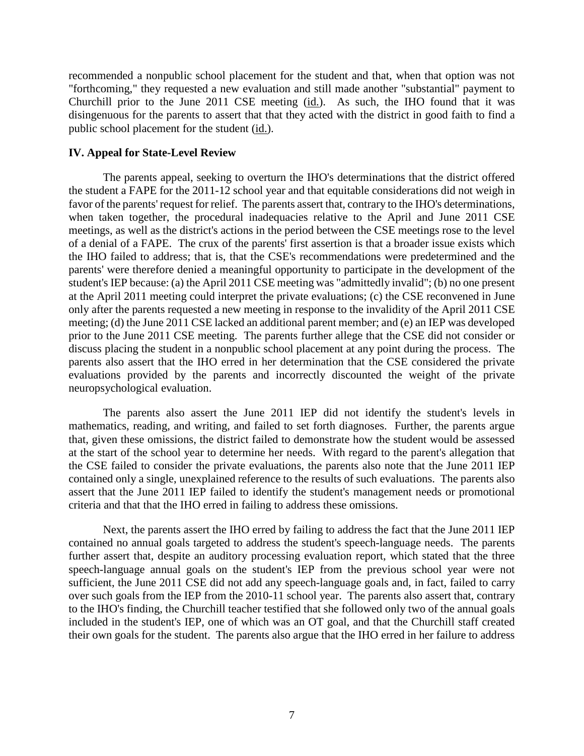recommended a nonpublic school placement for the student and that, when that option was not "forthcoming," they requested a new evaluation and still made another "substantial" payment to Churchill prior to the June 2011 CSE meeting (id.). As such, the IHO found that it was disingenuous for the parents to assert that that they acted with the district in good faith to find a public school placement for the student (id.).

## IV. Appeal for State-Level Review

The parents appeal, seeking to overturn the IHO's determinations that the district offered the student a FAPE for the 2011-12 school year and that equitable considerations did not weigh in favor of the parents' request for relief. The parents assert that, contrary to the IHO's determinations, when taken together, the procedural inadequacies relative to the April and June 2011 CSE meetings, as well as the district's actions in the period between the CSE meetings rose to the level of a denial of a FAPE. The crux of the parents' first assertion is that a broader issue exists which the IHO failed to address; that is, that the CSE's recommendations were predetermined and the parents' were therefore denied a meaningful opportunity to participate in the development of the student's IEP because: (a) the April 2011 CSE meeting was "admittedly invalid"; (b) no one present at the April 2011 meeting could interpret the private evaluations; (c) the CSE reconvened in June only after the parents requested a new meeting in response to the invalidity of the April 2011 CSE meeting; (d) the June 2011 CSE lacked an additional parent member; and (e) an IEP was developed prior to the June 2011 CSE meeting. The parents further allege that the CSE did not consider or discuss placing the student in a nonpublic school placement at any point during the process. The parents also assert that the IHO erred in her determination that the CSE considered the private evaluations provided by the parents and incorrectly discounted the weight of the private neuropsychological evaluation.

The parents also assert the June 2011 IEP did not identify the student's levels in mathematics, reading, and writing, and failed to set forth diagnoses. Further, the parents argue that, given these omissions, the district failed to demonstrate how the student would be assessed at the start of the school year to determine her needs. With regard to the parent's allegation that the CSE failed to consider the private evaluations, the parents also note that the June 2011 IEP contained only a single, unexplained reference to the results of such evaluations. The parents also assert that the June 2011 IEP failed to identify the student's management needs or promotional criteria and that that the IHO erred in failing to address these omissions.

Next, the parents assert the IHO erred by failing to address the fact that the June 2011 IEP contained no annual goals targeted to address the student's speech-language needs. The parents further assert that, despite an auditory processing evaluation report, which stated that the three speech-language annual goals on the student's IEP from the previous school year were not sufficient, the June 2011 CSE did not add any speech-language goals and, in fact, failed to carry over such goals from the IEP from the 2010-11 school year. The parents also assert that, contrary to the IHO's finding, the Churchill teacher testified that she followed only two of the annual goals included in the student's IEP, one of which was an OT goal, and that the Churchill staff created their own goals for the student. The parents also argue that the IHO erred in her failure to address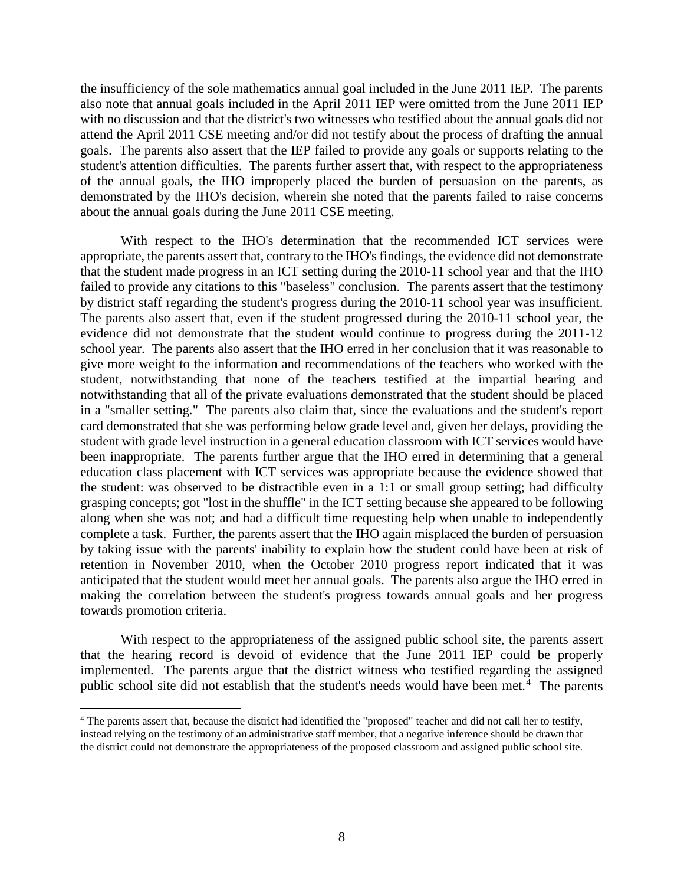the insufficiency of the sole mathematics annual goal included in the June 2011 IEP. The parents also note that annual goals included in the April 2011 IEP were omitted from the June 2011 IEP with no discussion and that the district's two witnesses who testified about the annual goals did not attend the April 2011 CSE meeting and/or did not testify about the process of drafting the annual goals. The parents also assert that the IEP failed to provide any goals or supports relating to the student's attention difficulties. The parents further assert that, with respect to the appropriateness of the annual goals, the IHO improperly placed the burden of persuasion on the parents, as demonstrated by the IHO's decision, wherein she noted that the parents failed to raise concerns about the annual goals during the June 2011 CSE meeting.

With respect to the IHO's determination that the recommended ICT services were appropriate, the parents assert that, contrary to the IHO's findings, the evidence did not demonstrate that the student made progress in an ICT setting during the 2010-11 school year and that the IHO failed to provide any citations to this "baseless" conclusion. The parents assert that the testimony by district staff regarding the student's progress during the 2010-11 school year was insufficient. The parents also assert that, even if the student progressed during the 2010-11 school year, the evidence did not demonstrate that the student would continue to progress during the 2011-12 school year. The parents also assert that the IHO erred in her conclusion that it was reasonable to give more weight to the information and recommendations of the teachers who worked with the student, notwithstanding that none of the teachers testified at the impartial hearing and notwithstanding that all of the private evaluations demonstrated that the student should be placed in a "smaller setting." The parents also claim that, since the evaluations and the student's report card demonstrated that she was performing below grade level and, given her delays, providing the student with grade level instruction in a general education classroom with ICT services would have been inappropriate. The parents further argue that the IHO erred in determining that a general education class placement with ICT services was appropriate because the evidence showed that the student: was observed to be distractible even in a 1:1 or small group setting; had difficulty grasping concepts; got "lost in the shuffle" in the ICT setting because she appeared to be following along when she was not; and had a difficult time requesting help when unable to independently complete a task. Further, the parents assert that the IHO again misplaced the burden of persuasion by taking issue with the parents' inability to explain how the student could have been at risk of retention in November 2010, when the October 2010 progress report indicated that it was anticipated that the student would meet her annual goals. The parents also argue the IHO erred in making the correlation between the student's progress towards annual goals and her progress towards promotion criteria.

With respect to the appropriateness of the assigned public school site, the parents assert that the hearing record is devoid of evidence that the June 2011 IEP could be properly implemented. The parents argue that the district witness who testified regarding the assigned public school site did not establish that the student's needs would have been met.[4] The parents

[4] The parents assert that, because the district had identified the "proposed" teacher and did not call her to testify, instead relying on the testimony of an administrative staff member, that a negative inference should be drawn that the district could not demonstrate the appropriateness of the proposed classroom and assigned public school site.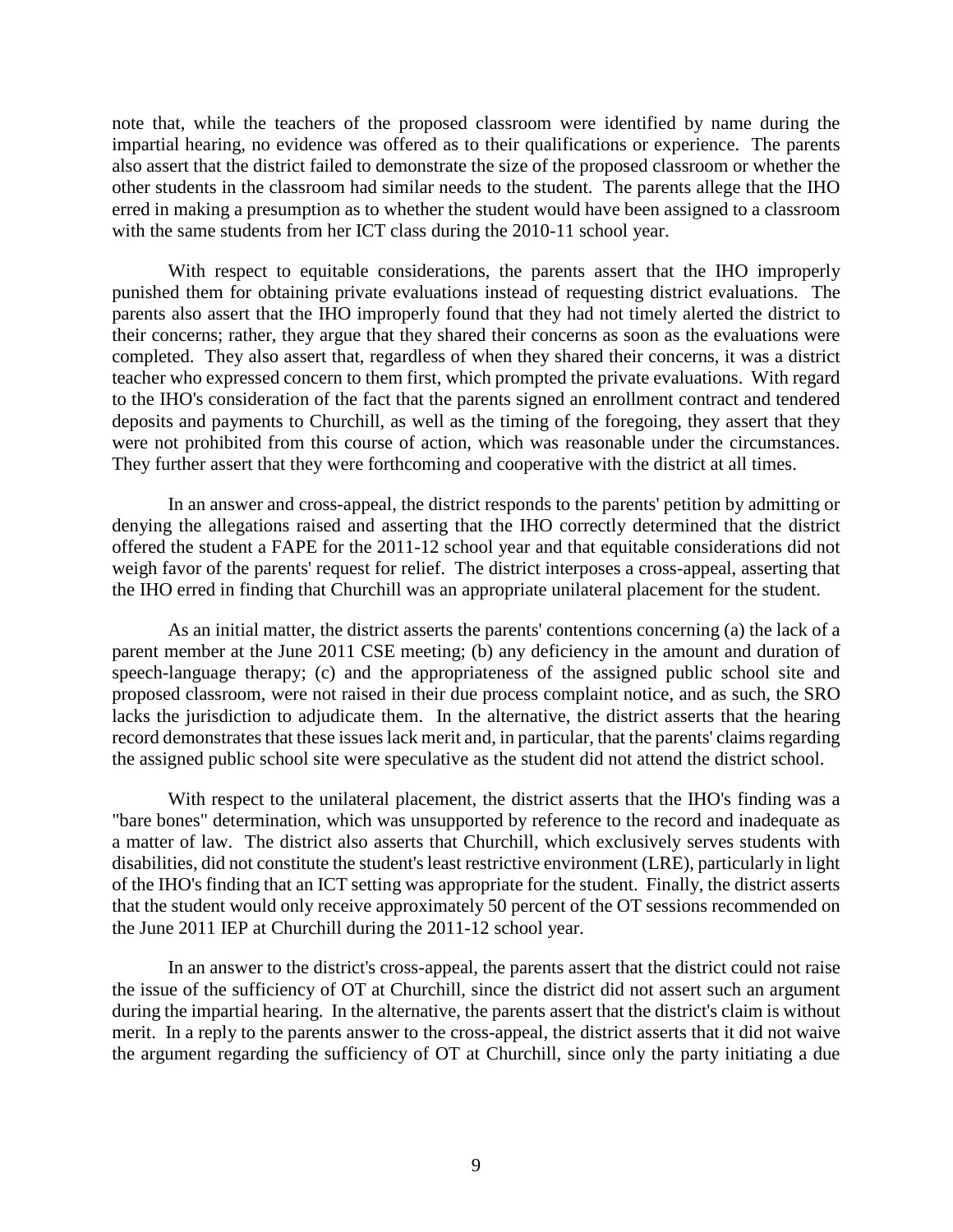note that, while the teachers of the proposed classroom were identified by name during the impartial hearing, no evidence was offered as to their qualifications or experience. The parents also assert that the district failed to demonstrate the size of the proposed classroom or whether the other students in the classroom had similar needs to the student. The parents allege that the IHO erred in making a presumption as to whether the student would have been assigned to a classroom with the same students from her ICT class during the 2010-11 school year.

With respect to equitable considerations, the parents assert that the IHO improperly punished them for obtaining private evaluations instead of requesting district evaluations. The parents also assert that the IHO improperly found that they had not timely alerted the district to their concerns; rather, they argue that they shared their concerns as soon as the evaluations were completed. They also assert that, regardless of when they shared their concerns, it was a district teacher who expressed concern to them first, which prompted the private evaluations. With regard to the IHO's consideration of the fact that the parents signed an enrollment contract and tendered deposits and payments to Churchill, as well as the timing of the foregoing, they assert that they were not prohibited from this course of action, which was reasonable under the circumstances. They further assert that they were forthcoming and cooperative with the district at all times.

In an answer and cross-appeal, the district responds to the parents' petition by admitting or denying the allegations raised and asserting that the IHO correctly determined that the district offered the student a FAPE for the 2011-12 school year and that equitable considerations did not weigh favor of the parents' request for relief. The district interposes a cross-appeal, asserting that the IHO erred in finding that Churchill was an appropriate unilateral placement for the student.

As an initial matter, the district asserts the parents' contentions concerning (a) the lack of a parent member at the June 2011 CSE meeting; (b) any deficiency in the amount and duration of speech-language therapy; (c) and the appropriateness of the assigned public school site and proposed classroom, were not raised in their due process complaint notice, and as such, the SRO lacks the jurisdiction to adjudicate them. In the alternative, the district asserts that the hearing record demonstrates that these issues lack merit and, in particular, that the parents' claims regarding the assigned public school site were speculative as the student did not attend the district school.

With respect to the unilateral placement, the district asserts that the IHO's finding was a "bare bones" determination, which was unsupported by reference to the record and inadequate as a matter of law. The district also asserts that Churchill, which exclusively serves students with disabilities, did not constitute the student's least restrictive environment (LRE), particularly in light of the IHO's finding that an ICT setting was appropriate for the student. Finally, the district asserts that the student would only receive approximately 50 percent of the OT sessions recommended on the June 2011 IEP at Churchill during the 2011-12 school year.

In an answer to the district's cross-appeal, the parents assert that the district could not raise the issue of the sufficiency of OT at Churchill, since the district did not assert such an argument during the impartial hearing. In the alternative, the parents assert that the district's claim is without merit. In a reply to the parents answer to the cross-appeal, the district asserts that it did not waive the argument regarding the sufficiency of OT at Churchill, since only the party initiating a due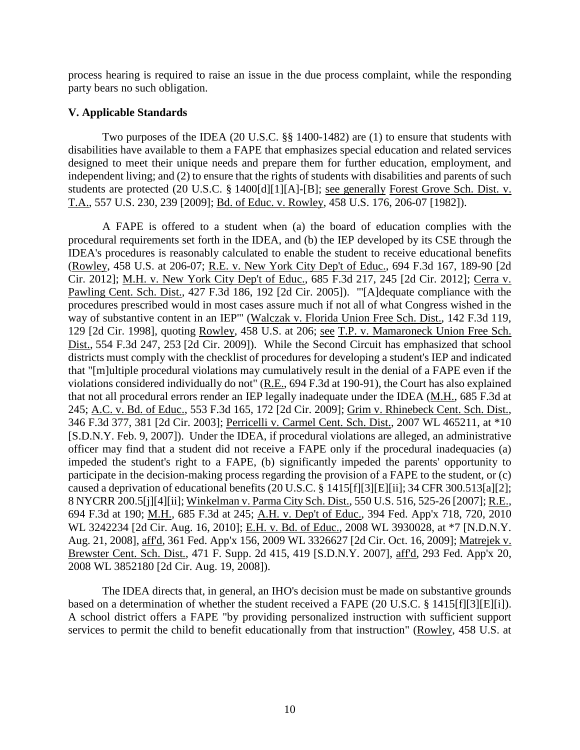process hearing is required to raise an issue in the due process complaint, while the responding party bears no such obligation.

### V. Applicable Standards

Two purposes of the IDEA (20 U.S.C. §§ 1400-1482) are (1) to ensure that students with disabilities have available to them a FAPE that emphasizes special education and related services designed to meet their unique needs and prepare them for further education, employment, and independent living; and (2) to ensure that the rights of students with disabilities and parents of such students are protected (20 U.S.C. § 1400[d][1][A]-[B]; see generally Forest Grove Sch. Dist. v. T.A., 557 U.S. 230, 239 [2009]; Bd. of Educ. v. Rowley, 458 U.S. 176, 206-07 [1982]).

A FAPE is offered to a student when (a) the board of education complies with the procedural requirements set forth in the IDEA, and (b) the IEP developed by its CSE through the IDEA's procedures is reasonably calculated to enable the student to receive educational benefits (Rowley, 458 U.S. at 206-07; R.E. v. New York City Dep't of Educ., 694 F.3d 167, 189-90 [2d Cir. 2012]; M.H. v. New York City Dep't of Educ., 685 F.3d 217, 245 [2d Cir. 2012]; Cerra v. Pawling Cent. Sch. Dist., 427 F.3d 186, 192 [2d Cir. 2005]). "'[A]dequate compliance with the procedures prescribed would in most cases assure much if not all of what Congress wished in the way of substantive content in an IEP'" (Walczak v. Florida Union Free Sch. Dist., 142 F.3d 119, 129 [2d Cir. 1998], quoting Rowley, 458 U.S. at 206; see T.P. v. Mamaroneck Union Free Sch. Dist., 554 F.3d 247, 253 [2d Cir. 2009]). While the Second Circuit has emphasized that school districts must comply with the checklist of procedures for developing a student's IEP and indicated that "[m]ultiple procedural violations may cumulatively result in the denial of a FAPE even if the violations considered individually do not" (R.E., 694 F.3d at 190-91), the Court has also explained that not all procedural errors render an IEP legally inadequate under the IDEA (M.H., 685 F.3d at 245; A.C. v. Bd. of Educ., 553 F.3d 165, 172 [2d Cir. 2009]; Grim v. Rhinebeck Cent. Sch. Dist., 346 F.3d 377, 381 [2d Cir. 2003]; Perricelli v. Carmel Cent. Sch. Dist., 2007 WL 465211, at *10 [S.D.N.Y. Feb. 9, 2007]). Under the IDEA, if procedural violations are alleged, an administrative officer may find that a student did not receive a FAPE only if the procedural inadequacies (a) impeded the student's right to a FAPE, (b) significantly impeded the parents' opportunity to participate in the decision-making process regarding the provision of a FAPE to the student, or (c) caused a deprivation of educational benefits (20 U.S.C. § 1415[f][3][E][ii]; 34 CFR 300.513[a][2]; 8 NYCRR 200.5[j][4][ii]; Winkelman v. Parma City Sch. Dist., 550 U.S. 516, 525-26 [2007]; R.E., 694 F.3d at 190; M.H., 685 F.3d at 245; A.H. v. Dep't of Educ., 394 Fed. App'x 718, 720, 2010 WL 3242234 [2d Cir. Aug. 16, 2010]; E.H. v. Bd. of Educ., 2008 WL 3930028, at *7 [N.D.N.Y. Aug. 21, 2008], aff'd, 361 Fed. App'x 156, 2009 WL 3326627 [2d Cir. Oct. 16, 2009]; Matrejek v. Brewster Cent. Sch. Dist., 471 F. Supp. 2d 415, 419 [S.D.N.Y. 2007], aff'd, 293 Fed. App'x 20, 2008 WL 3852180 [2d Cir. Aug. 19, 2008]).

The IDEA directs that, in general, an IHO's decision must be made on substantive grounds based on a determination of whether the student received a FAPE (20 U.S.C. § 1415[f][3][E][i]). A school district offers a FAPE "by providing personalized instruction with sufficient support services to permit the child to benefit educationally from that instruction" (Rowley, 458 U.S. at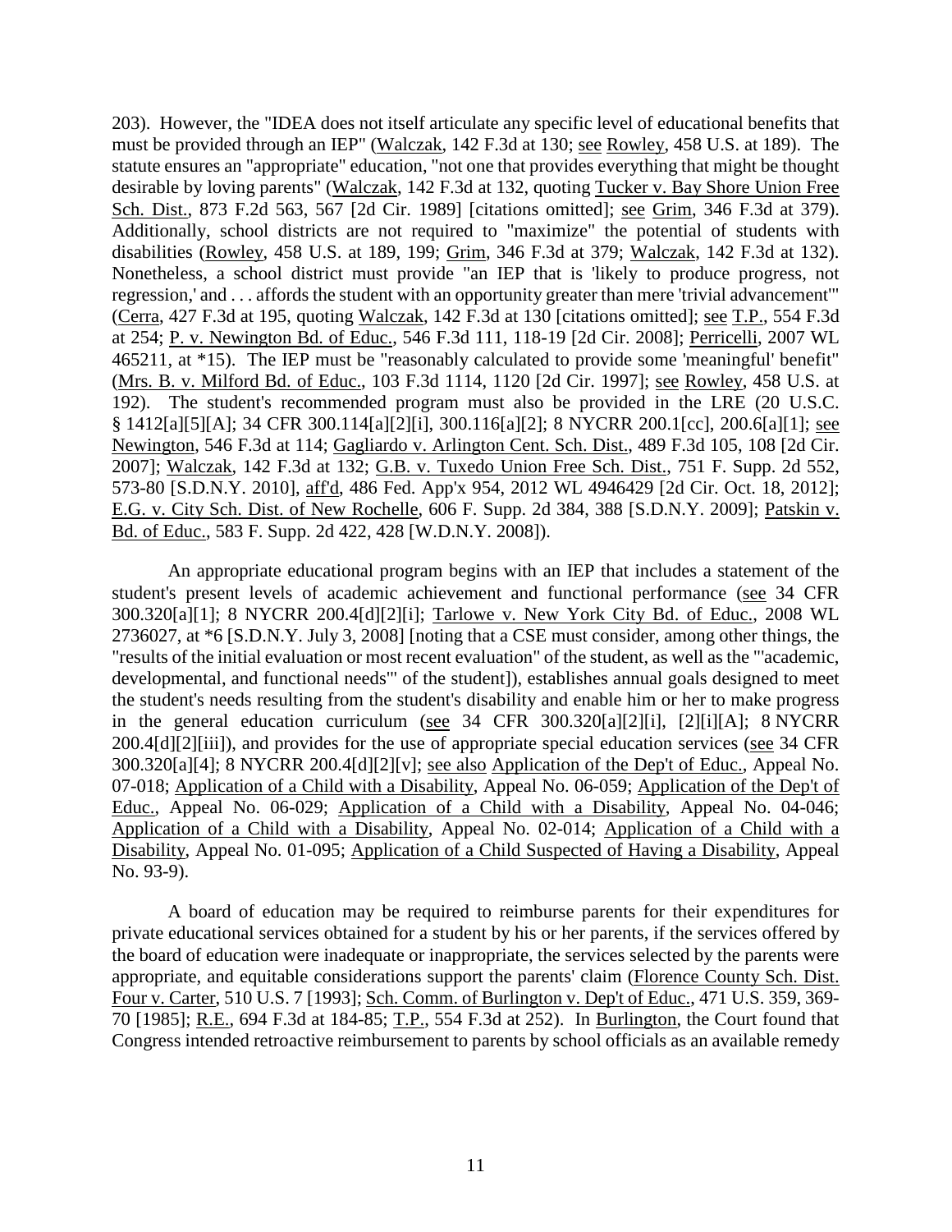203). However, the "IDEA does not itself articulate any specific level of educational benefits that must be provided through an IEP" (Walczak, 142 F.3d at 130; see Rowley, 458 U.S. at 189). The statute ensures an "appropriate" education, "not one that provides everything that might be thought desirable by loving parents" (Walczak, 142 F.3d at 132, quoting Tucker v. Bay Shore Union Free Sch. Dist., 873 F.2d 563, 567 [2d Cir. 1989] [citations omitted]; see Grim, 346 F.3d at 379). Additionally, school districts are not required to "maximize" the potential of students with disabilities (Rowley, 458 U.S. at 189, 199; Grim, 346 F.3d at 379; Walczak, 142 F.3d at 132). Nonetheless, a school district must provide "an IEP that is 'likely to produce progress, not regression,' and . . . affords the student with an opportunity greater than mere 'trivial advancement'" (Cerra, 427 F.3d at 195, quoting Walczak, 142 F.3d at 130 [citations omitted]; see T.P., 554 F.3d at 254; P. v. Newington Bd. of Educ., 546 F.3d 111, 118-19 [2d Cir. 2008]; Perricelli, 2007 WL 465211, at *15). The IEP must be "reasonably calculated to provide some 'meaningful' benefit" (Mrs. B. v. Milford Bd. of Educ., 103 F.3d 1114, 1120 [2d Cir. 1997]; see Rowley, 458 U.S. at 192). The student's recommended program must also be provided in the LRE (20 U.S.C. § 1412[a][5][A]; 34 CFR 300.114[a][2][i], 300.116[a][2]; 8 NYCRR 200.1[cc], 200.6[a][1]; see Newington, 546 F.3d at 114; Gagliardo v. Arlington Cent. Sch. Dist., 489 F.3d 105, 108 [2d Cir. 2007]; Walczak, 142 F.3d at 132; G.B. v. Tuxedo Union Free Sch. Dist., 751 F. Supp. 2d 552, 573-80 [S.D.N.Y. 2010], aff'd, 486 Fed. App'x 954, 2012 WL 4946429 [2d Cir. Oct. 18, 2012]; E.G. v. City Sch. Dist. of New Rochelle, 606 F. Supp. 2d 384, 388 [S.D.N.Y. 2009]; Patskin v. Bd. of Educ., 583 F. Supp. 2d 422, 428 [W.D.N.Y. 2008]).

An appropriate educational program begins with an IEP that includes a statement of the student's present levels of academic achievement and functional performance (see 34 CFR 300.320[a][1]; 8 NYCRR 200.4[d][2][i]; Tarlowe v. New York City Bd. of Educ., 2008 WL 2736027, at *6 [S.D.N.Y. July 3, 2008] [noting that a CSE must consider, among other things, the "results of the initial evaluation or most recent evaluation" of the student, as well as the "'academic, developmental, and functional needs'" of the student]), establishes annual goals designed to meet the student's needs resulting from the student's disability and enable him or her to make progress in the general education curriculum (see 34 CFR 300.320[a][2][i], [2][i][A]; 8 NYCRR 200.4[d][2][iii]), and provides for the use of appropriate special education services (see 34 CFR 300.320[a][4]; 8 NYCRR 200.4[d][2][v]; see also Application of the Dep't of Educ., Appeal No. 07-018; Application of a Child with a Disability, Appeal No. 06-059; Application of the Dep't of Educ., Appeal No. 06-029; Application of a Child with a Disability, Appeal No. 04-046; Application of a Child with a Disability, Appeal No. 02-014; Application of a Child with a Disability, Appeal No. 01-095; Application of a Child Suspected of Having a Disability, Appeal No. 93-9).

A board of education may be required to reimburse parents for their expenditures for private educational services obtained for a student by his or her parents, if the services offered by the board of education were inadequate or inappropriate, the services selected by the parents were appropriate, and equitable considerations support the parents' claim (Florence County Sch. Dist. Four v. Carter, 510 U.S. 7 [1993]; Sch. Comm. of Burlington v. Dep't of Educ., 471 U.S. 359, 369-70 [1985]; R.E., 694 F.3d at 184-85; T.P., 554 F.3d at 252). In Burlington, the Court found that Congress intended retroactive reimbursement to parents by school officials as an available remedy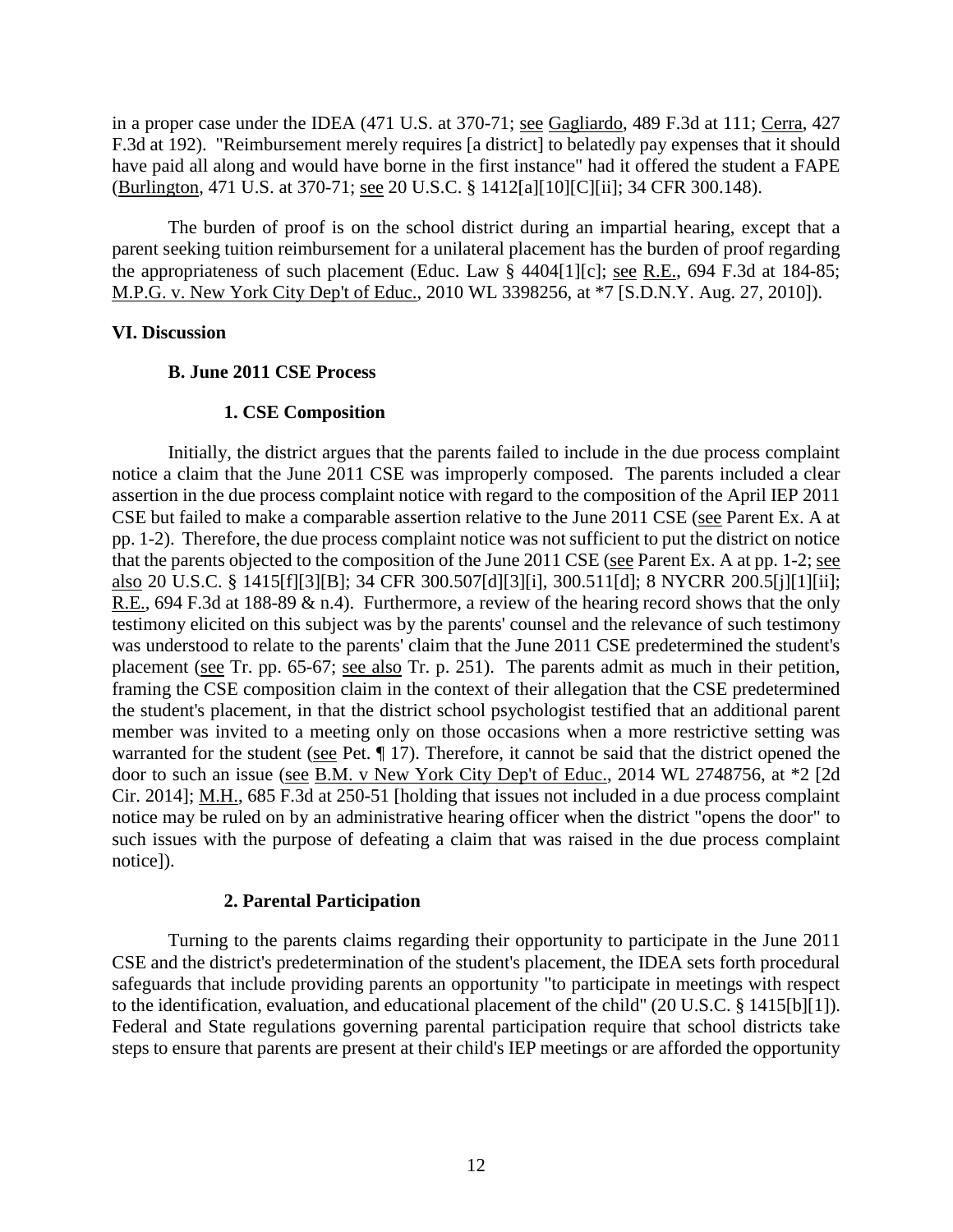in a proper case under the IDEA (471 U.S. at 370-71; see Gagliardo, 489 F.3d at 111; Cerra, 427 F.3d at 192). "Reimbursement merely requires [a district] to belatedly pay expenses that it should have paid all along and would have borne in the first instance" had it offered the student a FAPE (Burlington, 471 U.S. at 370-71; see 20 U.S.C. § 1412[a][10][C][ii]; 34 CFR 300.148).

The burden of proof is on the school district during an impartial hearing, except that a parent seeking tuition reimbursement for a unilateral placement has the burden of proof regarding the appropriateness of such placement (Educ. Law § 4404[1][c]; see R.E., 694 F.3d at 184-85; M.P.G. v. New York City Dep't of Educ., 2010 WL 3398256, at *7 [S.D.N.Y. Aug. 27, 2010]).

## VI. Discussion

### B. June 2011 CSE Process

#### 1. CSE Composition

Initially, the district argues that the parents failed to include in the due process complaint notice a claim that the June 2011 CSE was improperly composed. The parents included a clear assertion in the due process complaint notice with regard to the composition of the April IEP 2011 CSE but failed to make a comparable assertion relative to the June 2011 CSE (see Parent Ex. A at pp. 1-2). Therefore, the due process complaint notice was not sufficient to put the district on notice that the parents objected to the composition of the June 2011 CSE (see Parent Ex. A at pp. 1-2; see also 20 U.S.C. § 1415[f][3][B]; 34 CFR 300.507[d][3][i], 300.511[d]; 8 NYCRR 200.5[j][1][ii]; R.E., 694 F.3d at 188-89 & n.4). Furthermore, a review of the hearing record shows that the only testimony elicited on this subject was by the parents' counsel and the relevance of such testimony was understood to relate to the parents' claim that the June 2011 CSE predetermined the student's placement (see Tr. pp. 65-67; see also Tr. p. 251). The parents admit as much in their petition, framing the CSE composition claim in the context of their allegation that the CSE predetermined the student's placement, in that the district school psychologist testified that an additional parent member was invited to a meeting only on those occasions when a more restrictive setting was warranted for the student (see Pet. ¶ 17). Therefore, it cannot be said that the district opened the door to such an issue (see B.M. v New York City Dep't of Educ., 2014 WL 2748756, at *2 [2d Cir. 2014]; M.H., 685 F.3d at 250-51 [holding that issues not included in a due process complaint notice may be ruled on by an administrative hearing officer when the district "opens the door" to such issues with the purpose of defeating a claim that was raised in the due process complaint notice]).

#### 2. Parental Participation

Turning to the parents claims regarding their opportunity to participate in the June 2011 CSE and the district's predetermination of the student's placement, the IDEA sets forth procedural safeguards that include providing parents an opportunity "to participate in meetings with respect to the identification, evaluation, and educational placement of the child" (20 U.S.C. § 1415[b][1]). Federal and State regulations governing parental participation require that school districts take steps to ensure that parents are present at their child's IEP meetings or are afforded the opportunity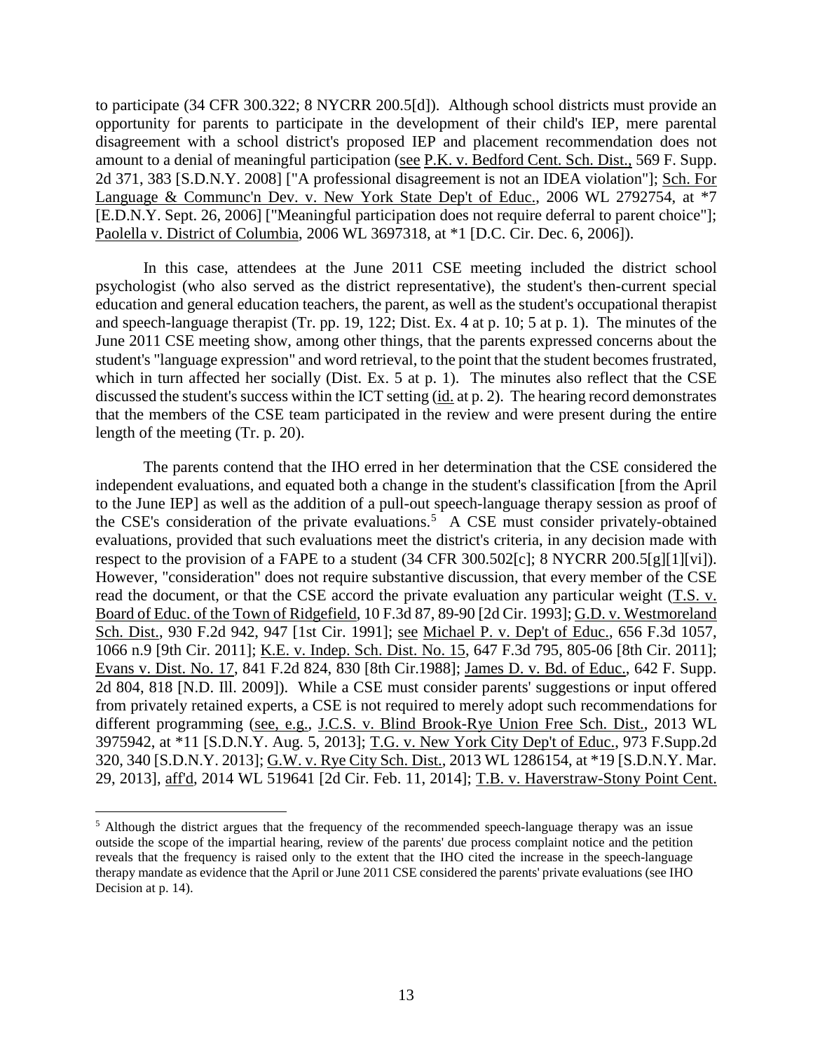to participate (34 CFR 300.322; 8 NYCRR 200.5[d]). Although school districts must provide an opportunity for parents to participate in the development of their child's IEP, mere parental disagreement with a school district's proposed IEP and placement recommendation does not amount to a denial of meaningful participation (see P.K. v. Bedford Cent. Sch. Dist., 569 F. Supp. 2d 371, 383 [S.D.N.Y. 2008] ["A professional disagreement is not an IDEA violation"]; Sch. For Language & Communc'n Dev. v. New York State Dep't of Educ., 2006 WL 2792754, at *7 [E.D.N.Y. Sept. 26, 2006] ["Meaningful participation does not require deferral to parent choice"]; Paolella v. District of Columbia, 2006 WL 3697318, at *1 [D.C. Cir. Dec. 6, 2006]).

In this case, attendees at the June 2011 CSE meeting included the district school psychologist (who also served as the district representative), the student's then-current special education and general education teachers, the parent, as well as the student's occupational therapist and speech-language therapist (Tr. pp. 19, 122; Dist. Ex. 4 at p. 10; 5 at p. 1). The minutes of the June 2011 CSE meeting show, among other things, that the parents expressed concerns about the student's "language expression" and word retrieval, to the point that the student becomes frustrated, which in turn affected her socially (Dist. Ex. 5 at p. 1). The minutes also reflect that the CSE discussed the student's success within the ICT setting (id. at p. 2). The hearing record demonstrates that the members of the CSE team participated in the review and were present during the entire length of the meeting (Tr. p. 20).

The parents contend that the IHO erred in her determination that the CSE considered the independent evaluations, and equated both a change in the student's classification [from the April to the June IEP] as well as the addition of a pull-out speech-language therapy session as proof of the CSE's consideration of the private evaluations.[5] A CSE must consider privately-obtained evaluations, provided that such evaluations meet the district's criteria, in any decision made with respect to the provision of a FAPE to a student (34 CFR 300.502[c]; 8 NYCRR 200.5[g][1][vi]). However, "consideration" does not require substantive discussion, that every member of the CSE read the document, or that the CSE accord the private evaluation any particular weight (T.S. v. Board of Educ. of the Town of Ridgefield, 10 F.3d 87, 89-90 [2d Cir. 1993]; G.D. v. Westmoreland Sch. Dist., 930 F.2d 942, 947 [1st Cir. 1991]; see Michael P. v. Dep't of Educ., 656 F.3d 1057, 1066 n.9 [9th Cir. 2011]; K.E. v. Indep. Sch. Dist. No. 15, 647 F.3d 795, 805-06 [8th Cir. 2011]; Evans v. Dist. No. 17, 841 F.2d 824, 830 [8th Cir.1988]; James D. v. Bd. of Educ., 642 F. Supp. 2d 804, 818 [N.D. Ill. 2009]). While a CSE must consider parents' suggestions or input offered from privately retained experts, a CSE is not required to merely adopt such recommendations for different programming (see, e.g., J.C.S. v. Blind Brook-Rye Union Free Sch. Dist., 2013 WL 3975942, at *11 [S.D.N.Y. Aug. 5, 2013]; T.G. v. New York City Dep't of Educ., 973 F.Supp.2d 320, 340 [S.D.N.Y. 2013]; G.W. v. Rye City Sch. Dist., 2013 WL 1286154, at *19 [S.D.N.Y. Mar. 29, 2013], aff'd, 2014 WL 519641 [2d Cir. Feb. 11, 2014]; T.B. v. Haverstraw-Stony Point Cent.

---

[5] Although the district argues that the frequency of the recommended speech-language therapy was an issue outside the scope of the impartial hearing, review of the parents' due process complaint notice and the petition reveals that the frequency is raised only to the extent that the IHO cited the increase in the speech-language therapy mandate as evidence that the April or June 2011 CSE considered the parents' private evaluations (see IHO Decision at p. 14).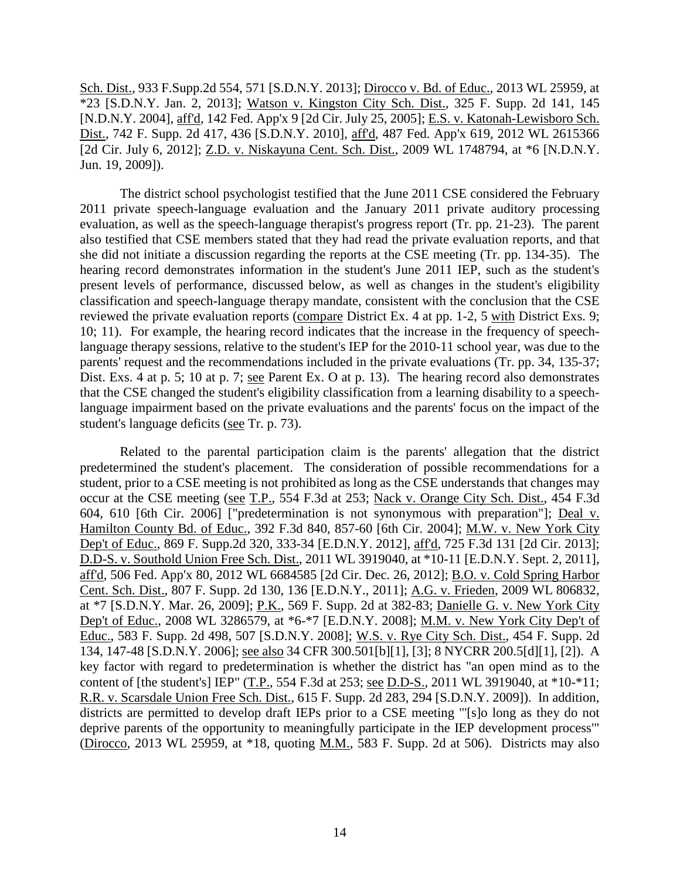Sch. Dist., 933 F.Supp.2d 554, 571 [S.D.N.Y. 2013]; Dirocco v. Bd. of Educ., 2013 WL 25959, at *23 [S.D.N.Y. Jan. 2, 2013]; Watson v. Kingston City Sch. Dist., 325 F. Supp. 2d 141, 145 [N.D.N.Y. 2004], aff'd, 142 Fed. App'x 9 [2d Cir. July 25, 2005]; E.S. v. Katonah-Lewisboro Sch. Dist., 742 F. Supp. 2d 417, 436 [S.D.N.Y. 2010], aff'd, 487 Fed. App'x 619, 2012 WL 2615366 [2d Cir. July 6, 2012]; Z.D. v. Niskayuna Cent. Sch. Dist., 2009 WL 1748794, at *6 [N.D.N.Y. Jun. 19, 2009]).

The district school psychologist testified that the June 2011 CSE considered the February 2011 private speech-language evaluation and the January 2011 private auditory processing evaluation, as well as the speech-language therapist's progress report (Tr. pp. 21-23). The parent also testified that CSE members stated that they had read the private evaluation reports, and that she did not initiate a discussion regarding the reports at the CSE meeting (Tr. pp. 134-35). The hearing record demonstrates information in the student's June 2011 IEP, such as the student's present levels of performance, discussed below, as well as changes in the student's eligibility classification and speech-language therapy mandate, consistent with the conclusion that the CSE reviewed the private evaluation reports (compare District Ex. 4 at pp. 1-2, 5 with District Exs. 9; 10; 11). For example, the hearing record indicates that the increase in the frequency of speech-language therapy sessions, relative to the student's IEP for the 2010-11 school year, was due to the parents' request and the recommendations included in the private evaluations (Tr. pp. 34, 135-37; Dist. Exs. 4 at p. 5; 10 at p. 7; see Parent Ex. O at p. 13). The hearing record also demonstrates that the CSE changed the student's eligibility classification from a learning disability to a speech-language impairment based on the private evaluations and the parents' focus on the impact of the student's language deficits (see Tr. p. 73).

Related to the parental participation claim is the parents' allegation that the district predetermined the student's placement. The consideration of possible recommendations for a student, prior to a CSE meeting is not prohibited as long as the CSE understands that changes may occur at the CSE meeting (see T.P., 554 F.3d at 253; Nack v. Orange City Sch. Dist., 454 F.3d 604, 610 [6th Cir. 2006] ["predetermination is not synonymous with preparation"]; Deal v. Hamilton County Bd. of Educ., 392 F.3d 840, 857-60 [6th Cir. 2004]; M.W. v. New York City Dep't of Educ., 869 F. Supp.2d 320, 333-34 [E.D.N.Y. 2012], aff'd, 725 F.3d 131 [2d Cir. 2013]; D.D-S. v. Southold Union Free Sch. Dist., 2011 WL 3919040, at *10-11 [E.D.N.Y. Sept. 2, 2011], aff'd, 506 Fed. App'x 80, 2012 WL 6684585 [2d Cir. Dec. 26, 2012]; B.O. v. Cold Spring Harbor Cent. Sch. Dist., 807 F. Supp. 2d 130, 136 [E.D.N.Y., 2011]; A.G. v. Frieden, 2009 WL 806832, at *7 [S.D.N.Y. Mar. 26, 2009]; P.K., 569 F. Supp. 2d at 382-83; Danielle G. v. New York City Dep't of Educ., 2008 WL 3286579, at *6-*7 [E.D.N.Y. 2008]; M.M. v. New York City Dep't of Educ., 583 F. Supp. 2d 498, 507 [S.D.N.Y. 2008]; W.S. v. Rye City Sch. Dist., 454 F. Supp. 2d 134, 147-48 [S.D.N.Y. 2006]; see also 34 CFR 300.501[b][1], [3]; 8 NYCRR 200.5[d][1], [2]). A key factor with regard to predetermination is whether the district has "an open mind as to the content of [the student's] IEP" (T.P., 554 F.3d at 253; see D.D-S., 2011 WL 3919040, at *10-*11; R.R. v. Scarsdale Union Free Sch. Dist., 615 F. Supp. 2d 283, 294 [S.D.N.Y. 2009]). In addition, districts are permitted to develop draft IEPs prior to a CSE meeting "'[s]o long as they do not deprive parents of the opportunity to meaningfully participate in the IEP development process'" (Dirocco, 2013 WL 25959, at *18, quoting M.M., 583 F. Supp. 2d at 506). Districts may also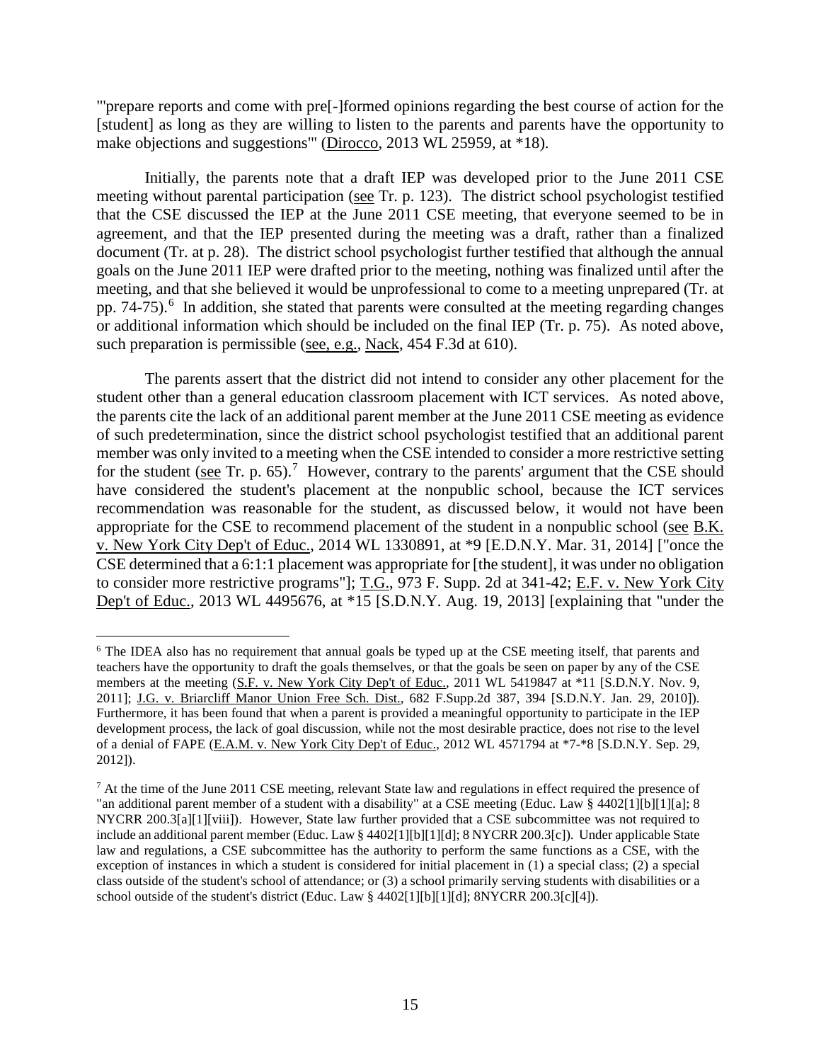"'prepare reports and come with pre[-]formed opinions regarding the best course of action for the [student] as long as they are willing to listen to the parents and parents have the opportunity to make objections and suggestions'" (Dirocco, 2013 WL 25959, at *18).

Initially, the parents note that a draft IEP was developed prior to the June 2011 CSE meeting without parental participation (see Tr. p. 123). The district school psychologist testified that the CSE discussed the IEP at the June 2011 CSE meeting, that everyone seemed to be in agreement, and that the IEP presented during the meeting was a draft, rather than a finalized document (Tr. at p. 28). The district school psychologist further testified that although the annual goals on the June 2011 IEP were drafted prior to the meeting, nothing was finalized until after the meeting, and that she believed it would be unprofessional to come to a meeting unprepared (Tr. at pp. 74-75).[6] In addition, she stated that parents were consulted at the meeting regarding changes or additional information which should be included on the final IEP (Tr. p. 75). As noted above, such preparation is permissible (see, e.g., Nack, 454 F.3d at 610).

The parents assert that the district did not intend to consider any other placement for the student other than a general education classroom placement with ICT services. As noted above, the parents cite the lack of an additional parent member at the June 2011 CSE meeting as evidence of such predetermination, since the district school psychologist testified that an additional parent member was only invited to a meeting when the CSE intended to consider a more restrictive setting for the student (see Tr. p. 65).[7] However, contrary to the parents' argument that the CSE should have considered the student's placement at the nonpublic school, because the ICT services recommendation was reasonable for the student, as discussed below, it would not have been appropriate for the CSE to recommend placement of the student in a nonpublic school (see B.K. v. New York City Dep't of Educ., 2014 WL 1330891, at *9 [E.D.N.Y. Mar. 31, 2014] ["once the CSE determined that a 6:1:1 placement was appropriate for [the student], it was under no obligation to consider more restrictive programs"]; T.G., 973 F. Supp. 2d at 341-42; E.F. v. New York City Dep't of Educ., 2013 WL 4495676, at *15 [S.D.N.Y. Aug. 19, 2013] [explaining that "under the

---

[6] The IDEA also has no requirement that annual goals be typed up at the CSE meeting itself, that parents and teachers have the opportunity to draft the goals themselves, or that the goals be seen on paper by any of the CSE members at the meeting (S.F. v. New York City Dep't of Educ., 2011 WL 5419847 at *11 [S.D.N.Y. Nov. 9, 2011]; J.G. v. Briarcliff Manor Union Free Sch. Dist., 682 F.Supp.2d 387, 394 [S.D.N.Y. Jan. 29, 2010]). Furthermore, it has been found that when a parent is provided a meaningful opportunity to participate in the IEP development process, the lack of goal discussion, while not the most desirable practice, does not rise to the level of a denial of FAPE (E.A.M. v. New York City Dep't of Educ., 2012 WL 4571794 at *7-*8 [S.D.N.Y. Sep. 29, 2012]).

[7] At the time of the June 2011 CSE meeting, relevant State law and regulations in effect required the presence of "an additional parent member of a student with a disability" at a CSE meeting (Educ. Law § 4402[1][b][1][a]; 8 NYCRR 200.3[a][1][viii]). However, State law further provided that a CSE subcommittee was not required to include an additional parent member (Educ. Law § 4402[1][b][1][d]; 8 NYCRR 200.3[c]). Under applicable State law and regulations, a CSE subcommittee has the authority to perform the same functions as a CSE, with the exception of instances in which a student is considered for initial placement in (1) a special class; (2) a special class outside of the student's school of attendance; or (3) a school primarily serving students with disabilities or a school outside of the student's district (Educ. Law § 4402[1][b][1][d]; 8NYCRR 200.3[c][4]).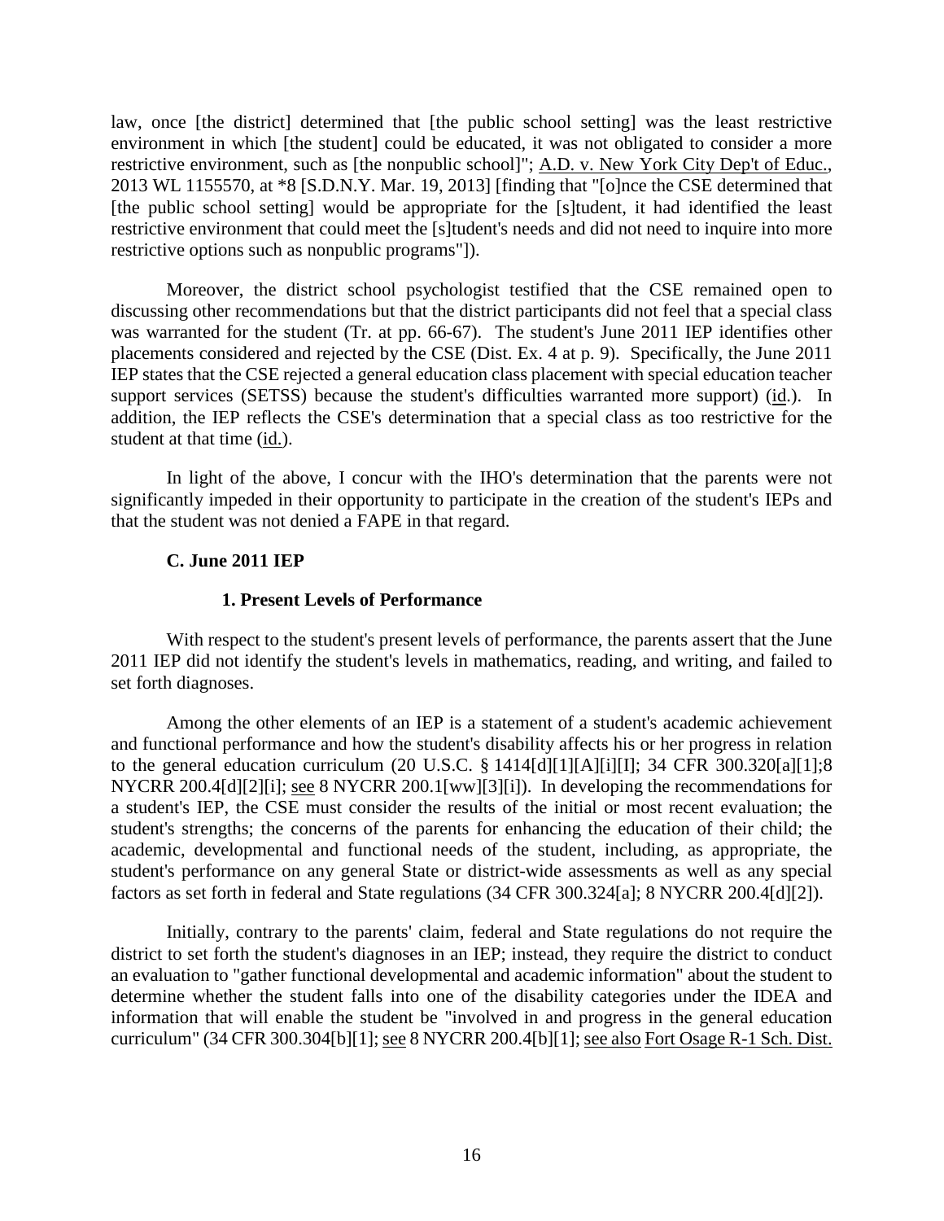law, once [the district] determined that [the public school setting] was the least restrictive environment in which [the student] could be educated, it was not obligated to consider a more restrictive environment, such as [the nonpublic school]"; A.D. v. New York City Dep't of Educ., 2013 WL 1155570, at *8 [S.D.N.Y. Mar. 19, 2013] [finding that "[o]nce the CSE determined that [the public school setting] would be appropriate for the [s]tudent, it had identified the least restrictive environment that could meet the [s]tudent's needs and did not need to inquire into more restrictive options such as nonpublic programs"]).

Moreover, the district school psychologist testified that the CSE remained open to discussing other recommendations but that the district participants did not feel that a special class was warranted for the student (Tr. at pp. 66-67). The student's June 2011 IEP identifies other placements considered and rejected by the CSE (Dist. Ex. 4 at p. 9). Specifically, the June 2011 IEP states that the CSE rejected a general education class placement with special education teacher support services (SETSS) because the student's difficulties warranted more support) (id.). In addition, the IEP reflects the CSE's determination that a special class as too restrictive for the student at that time (id.).

In light of the above, I concur with the IHO's determination that the parents were not significantly impeded in their opportunity to participate in the creation of the student's IEPs and that the student was not denied a FAPE in that regard.

### C. June 2011 IEP

#### 1. Present Levels of Performance

With respect to the student's present levels of performance, the parents assert that the June 2011 IEP did not identify the student's levels in mathematics, reading, and writing, and failed to set forth diagnoses.

Among the other elements of an IEP is a statement of a student's academic achievement and functional performance and how the student's disability affects his or her progress in relation to the general education curriculum (20 U.S.C. § 1414[d][1][A][i][I]; 34 CFR 300.320[a][1];8 NYCRR 200.4[d][2][i]; see 8 NYCRR 200.1[ww][3][i]). In developing the recommendations for a student's IEP, the CSE must consider the results of the initial or most recent evaluation; the student's strengths; the concerns of the parents for enhancing the education of their child; the academic, developmental and functional needs of the student, including, as appropriate, the student's performance on any general State or district-wide assessments as well as any special factors as set forth in federal and State regulations (34 CFR 300.324[a]; 8 NYCRR 200.4[d][2]).

Initially, contrary to the parents' claim, federal and State regulations do not require the district to set forth the student's diagnoses in an IEP; instead, they require the district to conduct an evaluation to "gather functional developmental and academic information" about the student to determine whether the student falls into one of the disability categories under the IDEA and information that will enable the student be "involved in and progress in the general education curriculum" (34 CFR 300.304[b][1]; see 8 NYCRR 200.4[b][1]; see also Fort Osage R-1 Sch. Dist.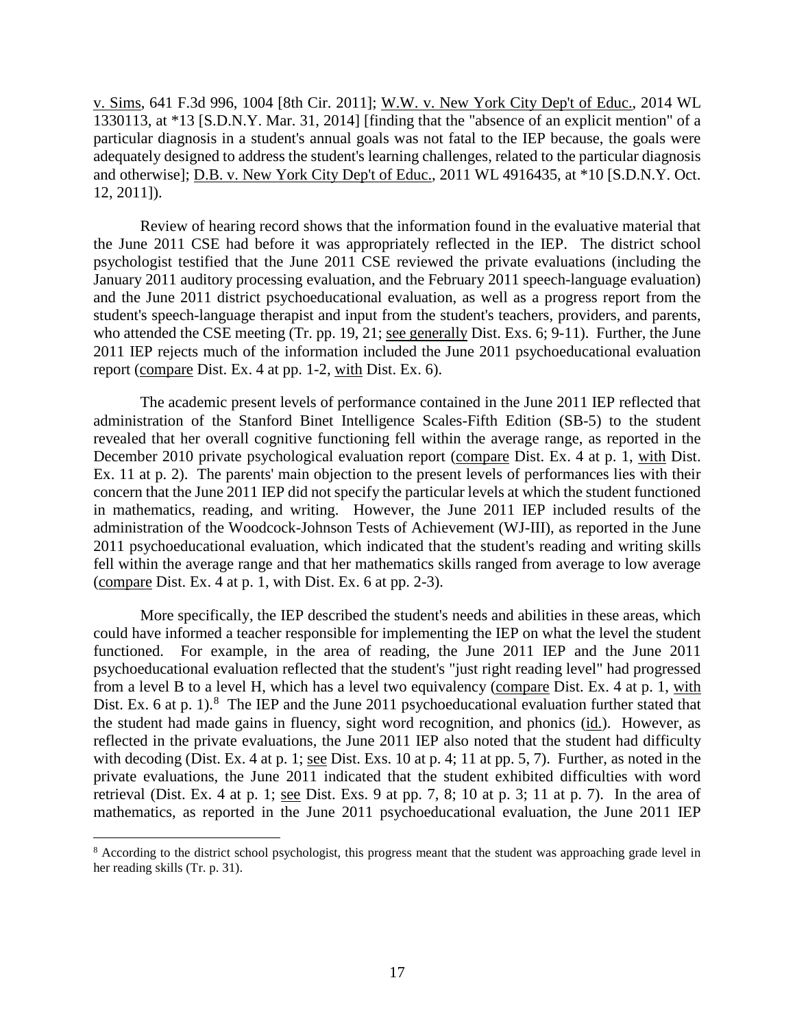v. Sims, 641 F.3d 996, 1004 [8th Cir. 2011]; W.W. v. New York City Dep't of Educ., 2014 WL 1330113, at *13 [S.D.N.Y. Mar. 31, 2014] [finding that the "absence of an explicit mention" of a particular diagnosis in a student's annual goals was not fatal to the IEP because, the goals were adequately designed to address the student's learning challenges, related to the particular diagnosis and otherwise]; D.B. v New York City Dep't of Educ., 2011 WL 4916435, at *10 [S.D.N.Y. Oct. 12, 2011]).

Review of hearing record shows that the information found in the evaluative material that the June 2011 CSE had before it was appropriately reflected in the IEP. The district school psychologist testified that the June 2011 CSE reviewed the private evaluations (including the January 2011 auditory processing evaluation, and the February 2011 speech-language evaluation) and the June 2011 district psychoeducational evaluation, as well as a progress report from the student's speech-language therapist and input from the student's teachers, providers, and parents, who attended the CSE meeting (Tr. pp. 19, 21; see generally Dist. Exs. 6; 9-11). Further, the June 2011 IEP rejects much of the information included the June 2011 psychoeducational evaluation report (compare Dist. Ex. 4 at pp. 1-2, with Dist. Ex. 6).

The academic present levels of performance contained in the June 2011 IEP reflected that administration of the Stanford Binet Intelligence Scales-Fifth Edition (SB-5) to the student revealed that her overall cognitive functioning fell within the average range, as reported in the December 2010 private psychological evaluation report (compare Dist. Ex. 4 at p. 1, with Dist. Ex. 11 at p. 2). The parents' main objection to the present levels of performances lies with their concern that the June 2011 IEP did not specify the particular levels at which the student functioned in mathematics, reading, and writing. However, the June 2011 IEP included results of the administration of the Woodcock-Johnson Tests of Achievement (WJ-III), as reported in the June 2011 psychoeducational evaluation, which indicated that the student's reading and writing skills fell within the average range and that her mathematics skills ranged from average to low average (compare Dist. Ex. 4 at p. 1, with Dist. Ex. 6 at pp. 2-3).

More specifically, the IEP described the student's needs and abilities in these areas, which could have informed a teacher responsible for implementing the IEP on what the level the student functioned. For example, in the area of reading, the June 2011 IEP and the June 2011 psychoeducational evaluation reflected that the student's "just right reading level" had progressed from a level B to a level H, which has a level two equivalency (compare Dist. Ex. 4 at p. 1, with Dist. Ex. 6 at p. 1).[8] The IEP and the June 2011 psychoeducational evaluation further stated that the student had made gains in fluency, sight word recognition, and phonics (id.). However, as reflected in the private evaluations, the June 2011 IEP also noted that the student had difficulty with decoding (Dist. Ex. 4 at p. 1; see Dist. Exs. 10 at p. 4; 11 at pp. 5, 7). Further, as noted in the private evaluations, the June 2011 indicated that the student exhibited difficulties with word retrieval (Dist. Ex. 4 at p. 1; see Dist. Exs. 9 at pp. 7, 8; 10 at p. 3; 11 at p. 7). In the area of mathematics, as reported in the June 2011 psychoeducational evaluation, the June 2011 IEP

[8] According to the district school psychologist, this progress meant that the student was approaching grade level in her reading skills (Tr. p. 31).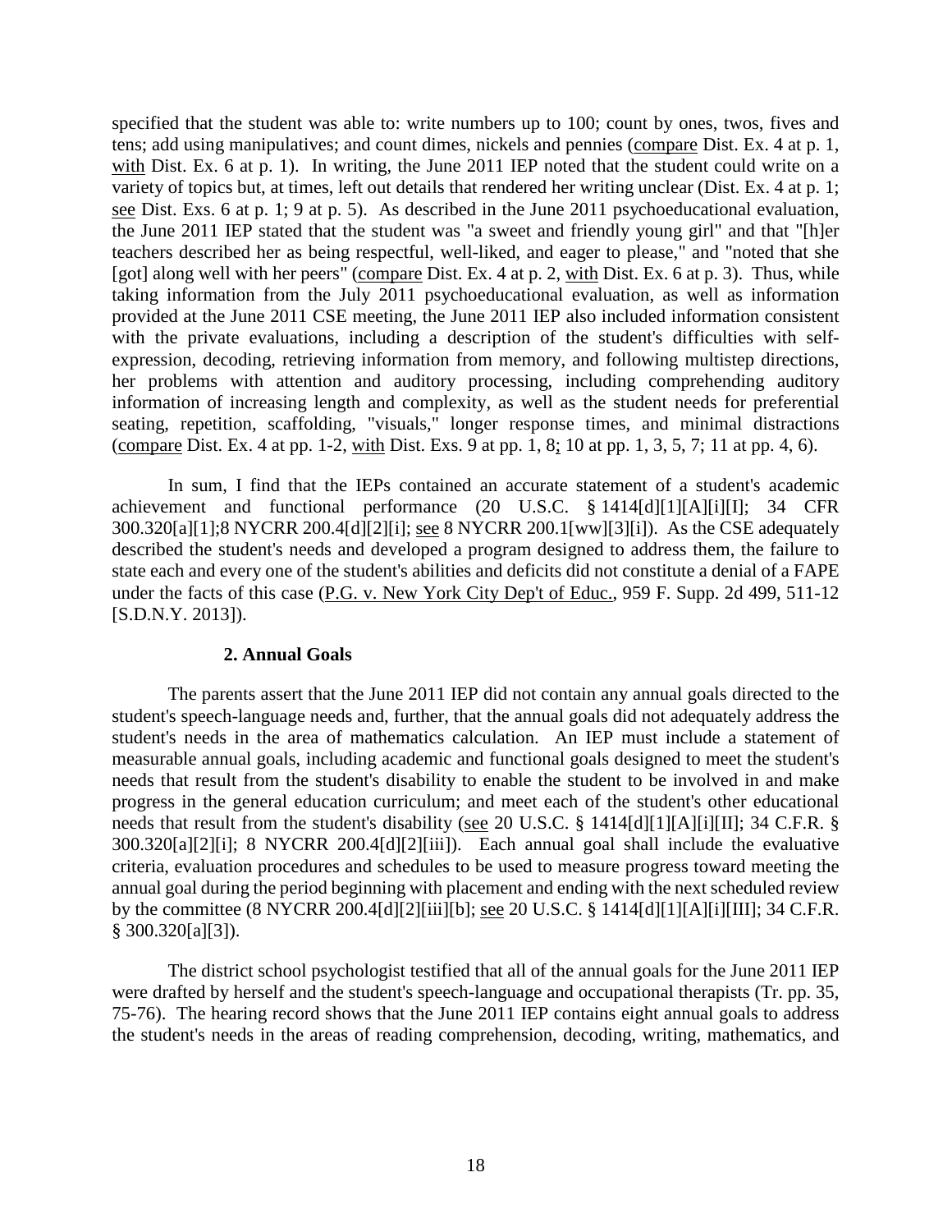specified that the student was able to: write numbers up to 100; count by ones, twos, fives and tens; add using manipulatives; and count dimes, nickels and pennies (compare Dist. Ex. 4 at p. 1, with Dist. Ex. 6 at p. 1). In writing, the June 2011 IEP noted that the student could write on a variety of topics but, at times, left out details that rendered her writing unclear (Dist. Ex. 4 at p. 1; see Dist. Exs. 6 at p. 1; 9 at p. 5). As described in the June 2011 psychoeducational evaluation, the June 2011 IEP stated that the student was "a sweet and friendly young girl" and that "[h]er teachers described her as being respectful, well-liked, and eager to please," and "noted that she [got] along well with her peers" (compare Dist. Ex. 4 at p. 2, with Dist. Ex. 6 at p. 3). Thus, while taking information from the July 2011 psychoeducational evaluation, as well as information provided at the June 2011 CSE meeting, the June 2011 IEP also included information consistent with the private evaluations, including a description of the student's difficulties with self-expression, decoding, retrieving information from memory, and following multistep directions, her problems with attention and auditory processing, including comprehending auditory information of increasing length and complexity, as well as the student needs for preferential seating, repetition, scaffolding, "visuals," longer response times, and minimal distractions (compare Dist. Ex. 4 at pp. 1-2, with Dist. Exs. 9 at pp. 1, 8; 10 at pp. 1, 3, 5, 7; 11 at pp. 4, 6).

In sum, I find that the IEPs contained an accurate statement of a student's academic achievement and functional performance (20 U.S.C. § 1414[d][1][A][i][I]; 34 CFR 300.320[a][1];8 NYCRR 200.4[d][2][i]; see 8 NYCRR 200.1[ww][3][i]). As the CSE adequately described the student's needs and developed a program designed to address them, the failure to state each and every one of the student's abilities and deficits did not constitute a denial of a FAPE under the facts of this case (P.G. v. New York City Dep't of Educ., 959 F. Supp. 2d 499, 511-12 [S.D.N.Y. 2013]).

**2. Annual Goals**

The parents assert that the June 2011 IEP did not contain any annual goals directed to the student's speech-language needs and, further, that the annual goals did not adequately address the student's needs in the area of mathematics calculation. An IEP must include a statement of measurable annual goals, including academic and functional goals designed to meet the student's needs that result from the student's disability to enable the student to be involved in and make progress in the general education curriculum; and meet each of the student's other educational needs that result from the student's disability (see 20 U.S.C. § 1414[d][1][A][i][II]; 34 C.F.R. § 300.320[a][2][i]; 8 NYCRR 200.4[d][2][iii]). Each annual goal shall include the evaluative criteria, evaluation procedures and schedules to be used to measure progress toward meeting the annual goal during the period beginning with placement and ending with the next scheduled review by the committee (8 NYCRR 200.4[d][2][iii][b]; see 20 U.S.C. § 1414[d][1][A][i][III]; 34 C.F.R. § 300.320[a][3]).

The district school psychologist testified that all of the annual goals for the June 2011 IEP were drafted by herself and the student's speech-language and occupational therapists (Tr. pp. 35, 75-76). The hearing record shows that the June 2011 IEP contains eight annual goals to address the student's needs in the areas of reading comprehension, decoding, writing, mathematics, and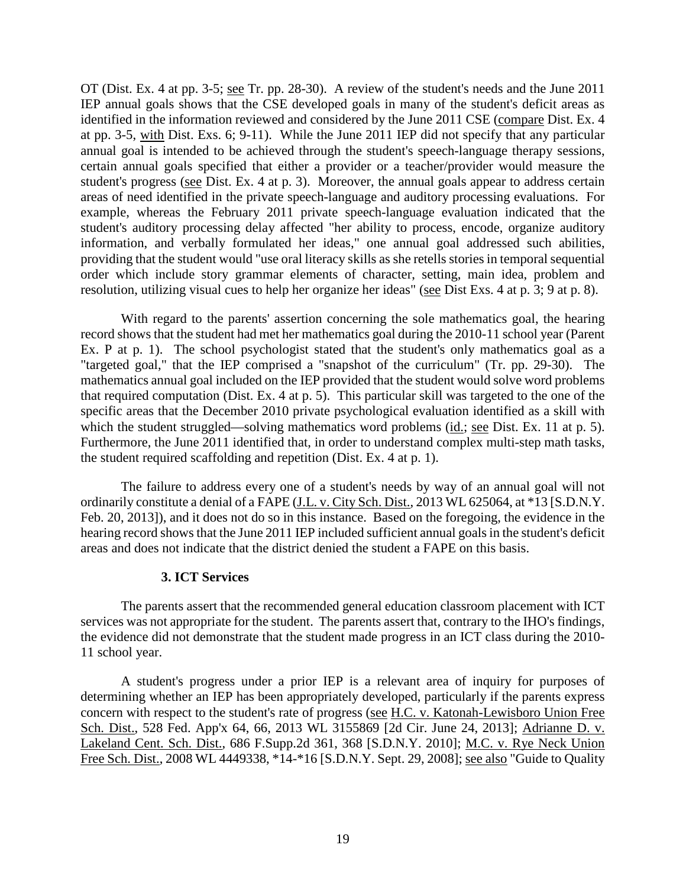OT (Dist. Ex. 4 at pp. 3-5; see Tr. pp. 28-30). A review of the student's needs and the June 2011 IEP annual goals shows that the CSE developed goals in many of the student's deficit areas as identified in the information reviewed and considered by the June 2011 CSE (compare Dist. Ex. 4 at pp. 3-5, with Dist. Exs. 6; 9-11). While the June 2011 IEP did not specify that any particular annual goal is intended to be achieved through the student's speech-language therapy sessions, certain annual goals specified that either a provider or a teacher/provider would measure the student's progress (see Dist. Ex. 4 at p. 3). Moreover, the annual goals appear to address certain areas of need identified in the private speech-language and auditory processing evaluations. For example, whereas the February 2011 private speech-language evaluation indicated that the student's auditory processing delay affected "her ability to process, encode, organize auditory information, and verbally formulated her ideas," one annual goal addressed such abilities, providing that the student would "use oral literacy skills as she retells stories in temporal sequential order which include story grammar elements of character, setting, main idea, problem and resolution, utilizing visual cues to help her organize her ideas" (see Dist Exs. 4 at p. 3; 9 at p. 8).

With regard to the parents' assertion concerning the sole mathematics goal, the hearing record shows that the student had met her mathematics goal during the 2010-11 school year (Parent Ex. P at p. 1). The school psychologist stated that the student's only mathematics goal as a "targeted goal," that the IEP comprised a "snapshot of the curriculum" (Tr. pp. 29-30). The mathematics annual goal included on the IEP provided that the student would solve word problems that required computation (Dist. Ex. 4 at p. 5). This particular skill was targeted to the one of the specific areas that the December 2010 private psychological evaluation identified as a skill with which the student struggled—solving mathematics word problems (id.; see Dist. Ex. 11 at p. 5). Furthermore, the June 2011 identified that, in order to understand complex multi-step math tasks, the student required scaffolding and repetition (Dist. Ex. 4 at p. 1).

The failure to address every one of a student's needs by way of an annual goal will not ordinarily constitute a denial of a FAPE (J.L. v. City Sch. Dist., 2013 WL 625064, at *13 [S.D.N.Y. Feb. 20, 2013]), and it does not do so in this instance. Based on the foregoing, the evidence in the hearing record shows that the June 2011 IEP included sufficient annual goals in the student's deficit areas and does not indicate that the district denied the student a FAPE on this basis.

### 3. ICT Services

The parents assert that the recommended general education classroom placement with ICT services was not appropriate for the student. The parents assert that, contrary to the IHO's findings, the evidence did not demonstrate that the student made progress in an ICT class during the 2010-11 school year.

A student's progress under a prior IEP is a relevant area of inquiry for purposes of determining whether an IEP has been appropriately developed, particularly if the parents express concern with respect to the student's rate of progress (see H.C. v. Katonah-Lewisboro Union Free Sch. Dist., 528 Fed. App'x 64, 66, 2013 WL 3155869 [2d Cir. June 24, 2013]; Adrianne D. v. Lakeland Cent. Sch. Dist., 686 F.Supp.2d 361, 368 [S.D.N.Y. 2010]; M.C. v. Rye Neck Union Free Sch. Dist., 2008 WL 4449338, *14-*16 [S.D.N.Y. Sept. 29, 2008]; see also "Guide to Quality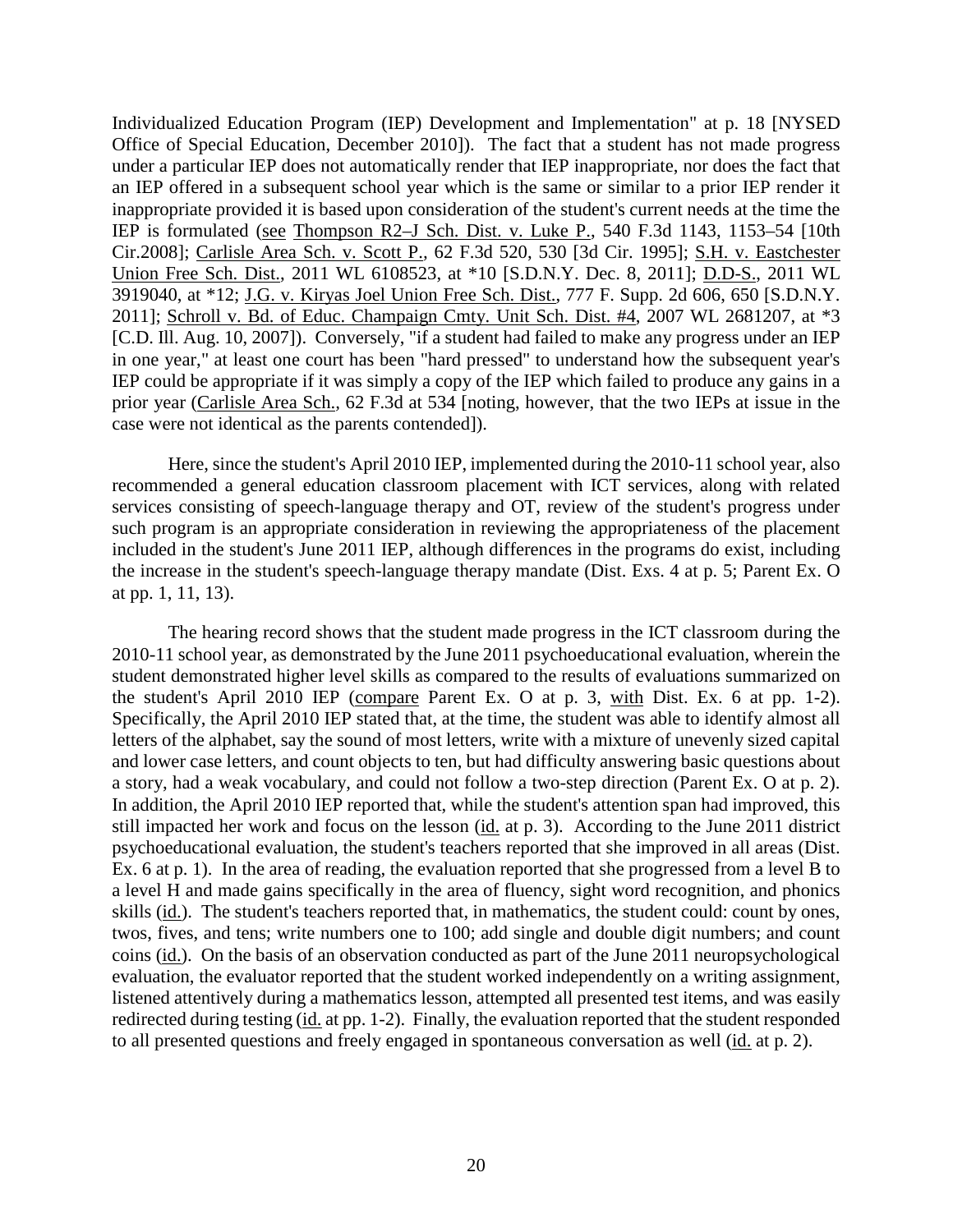Individualized Education Program (IEP) Development and Implementation" at p. 18 [NYSED Office of Special Education, December 2010]). The fact that a student has not made progress under a particular IEP does not automatically render that IEP inappropriate, nor does the fact that an IEP offered in a subsequent school year which is the same or similar to a prior IEP render it inappropriate provided it is based upon consideration of the student's current needs at the time the IEP is formulated (see Thompson R2–J Sch. Dist. v. Luke P., 540 F.3d 1143, 1153–54 [10th Cir.2008]; Carlisle Area Sch. v. Scott P., 62 F.3d 520, 530 [3d Cir. 1995]; S.H. v. Eastchester Union Free Sch. Dist., 2011 WL 6108523, at *10 [S.D.N.Y. Dec. 8, 2011]; D.D-S., 2011 WL 3919040, at *12; J.G. v. Kiryas Joel Union Free Sch. Dist., 777 F. Supp. 2d 606, 650 [S.D.N.Y. 2011]; Schroll v. Bd. of Educ. Champaign Cmty. Unit Sch. Dist. #4, 2007 WL 2681207, at *3 [C.D. Ill. Aug. 10, 2007]). Conversely, "if a student had failed to make any progress under an IEP in one year," at least one court has been "hard pressed" to understand how the subsequent year's IEP could be appropriate if it was simply a copy of the IEP which failed to produce any gains in a prior year (Carlisle Area Sch., 62 F.3d at 534 [noting, however, that the two IEPs at issue in the case were not identical as the parents contended]).

Here, since the student's April 2010 IEP, implemented during the 2010-11 school year, also recommended a general education classroom placement with ICT services, along with related services consisting of speech-language therapy and OT, review of the student's progress under such program is an appropriate consideration in reviewing the appropriateness of the placement included in the student's June 2011 IEP, although differences in the programs do exist, including the increase in the student's speech-language therapy mandate (Dist. Exs. 4 at p. 5; Parent Ex. O at pp. 1, 11, 13).

The hearing record shows that the student made progress in the ICT classroom during the 2010-11 school year, as demonstrated by the June 2011 psychoeducational evaluation, wherein the student demonstrated higher level skills as compared to the results of evaluations summarized on the student's April 2010 IEP (compare Parent Ex. O at p. 3, with Dist. Ex. 6 at pp. 1-2). Specifically, the April 2010 IEP stated that, at the time, the student was able to identify almost all letters of the alphabet, say the sound of most letters, write with a mixture of unevenly sized capital and lower case letters, and count objects to ten, but had difficulty answering basic questions about a story, had a weak vocabulary, and could not follow a two-step direction (Parent Ex. O at p. 2). In addition, the April 2010 IEP reported that, while the student's attention span had improved, this still impacted her work and focus on the lesson (id. at p. 3). According to the June 2011 district psychoeducational evaluation, the student's teachers reported that she improved in all areas (Dist. Ex. 6 at p. 1). In the area of reading, the evaluation reported that she progressed from a level B to a level H and made gains specifically in the area of fluency, sight word recognition, and phonics skills (id.). The student's teachers reported that, in mathematics, the student could: count by ones, twos, fives, and tens; write numbers one to 100; add single and double digit numbers; and count coins (id.). On the basis of an observation conducted as part of the June 2011 neuropsychological evaluation, the evaluator reported that the student worked independently on a writing assignment, listened attentively during a mathematics lesson, attempted all presented test items, and was easily redirected during testing (id. at pp. 1-2). Finally, the evaluation reported that the student responded to all presented questions and freely engaged in spontaneous conversation as well (id. at p. 2).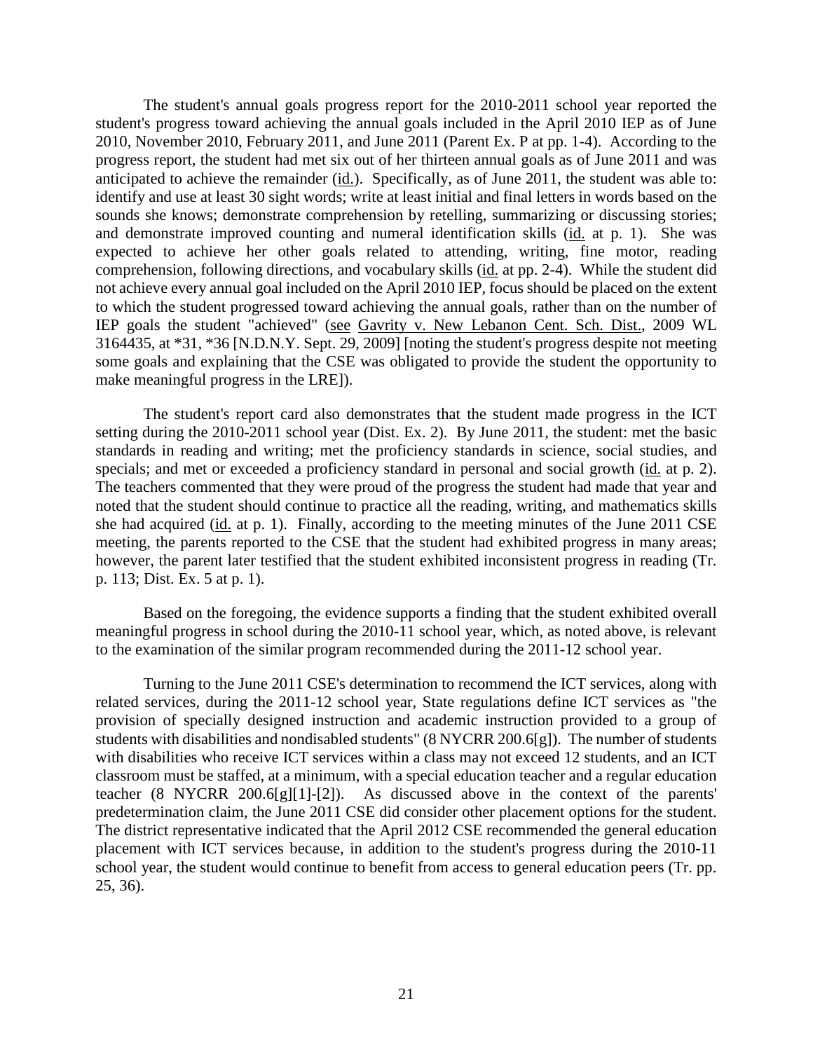The student's annual goals progress report for the 2010-2011 school year reported the student's progress toward achieving the annual goals included in the April 2010 IEP as of June 2010, November 2010, February 2011, and June 2011 (Parent Ex. P at pp. 1-4). According to the progress report, the student had met six out of her thirteen annual goals as of June 2011 and was anticipated to achieve the remainder (id.). Specifically, as of June 2011, the student was able to: identify and use at least 30 sight words; write at least initial and final letters in words based on the sounds she knows; demonstrate comprehension by retelling, summarizing or discussing stories; and demonstrate improved counting and numeral identification skills (id. at p. 1). She was expected to achieve her other goals related to attending, writing, fine motor, reading comprehension, following directions, and vocabulary skills (id. at pp. 2-4). While the student did not achieve every annual goal included on the April 2010 IEP, focus should be placed on the extent to which the student progressed toward achieving the annual goals, rather than on the number of IEP goals the student "achieved" (see Gavrity v. New Lebanon Cent. Sch. Dist., 2009 WL 3164435, at *31, *36 [N.D.N.Y. Sept. 29, 2009] [noting the student's progress despite not meeting some goals and explaining that the CSE was obligated to provide the student the opportunity to make meaningful progress in the LRE]).

The student's report card also demonstrates that the student made progress in the ICT setting during the 2010-2011 school year (Dist. Ex. 2). By June 2011, the student: met the basic standards in reading and writing; met the proficiency standards in science, social studies, and specials; and met or exceeded a proficiency standard in personal and social growth (id. at p. 2). The teachers commented that they were proud of the progress the student had made that year and noted that the student should continue to practice all the reading, writing, and mathematics skills she had acquired (id. at p. 1). Finally, according to the meeting minutes of the June 2011 CSE meeting, the parents reported to the CSE that the student had exhibited progress in many areas; however, the parent later testified that the student exhibited inconsistent progress in reading (Tr. p. 113; Dist. Ex. 5 at p. 1).

Based on the foregoing, the evidence supports a finding that the student exhibited overall meaningful progress in school during the 2010-11 school year, which, as noted above, is relevant to the examination of the similar program recommended during the 2011-12 school year.

Turning to the June 2011 CSE's determination to recommend the ICT services, along with related services, during the 2011-12 school year, State regulations define ICT services as "the provision of specially designed instruction and academic instruction provided to a group of students with disabilities and nondisabled students" (8 NYCRR 200.6[g]). The number of students with disabilities who receive ICT services within a class may not exceed 12 students, and an ICT classroom must be staffed, at a minimum, with a special education teacher and a regular education teacher (8 NYCRR 200.6[g][1]-[2]). As discussed above in the context of the parents' predetermination claim, the June 2011 CSE did consider other placement options for the student. The district representative indicated that the April 2012 CSE recommended the general education placement with ICT services because, in addition to the student's progress during the 2010-11 school year, the student would continue to benefit from access to general education peers (Tr. pp. 25, 36).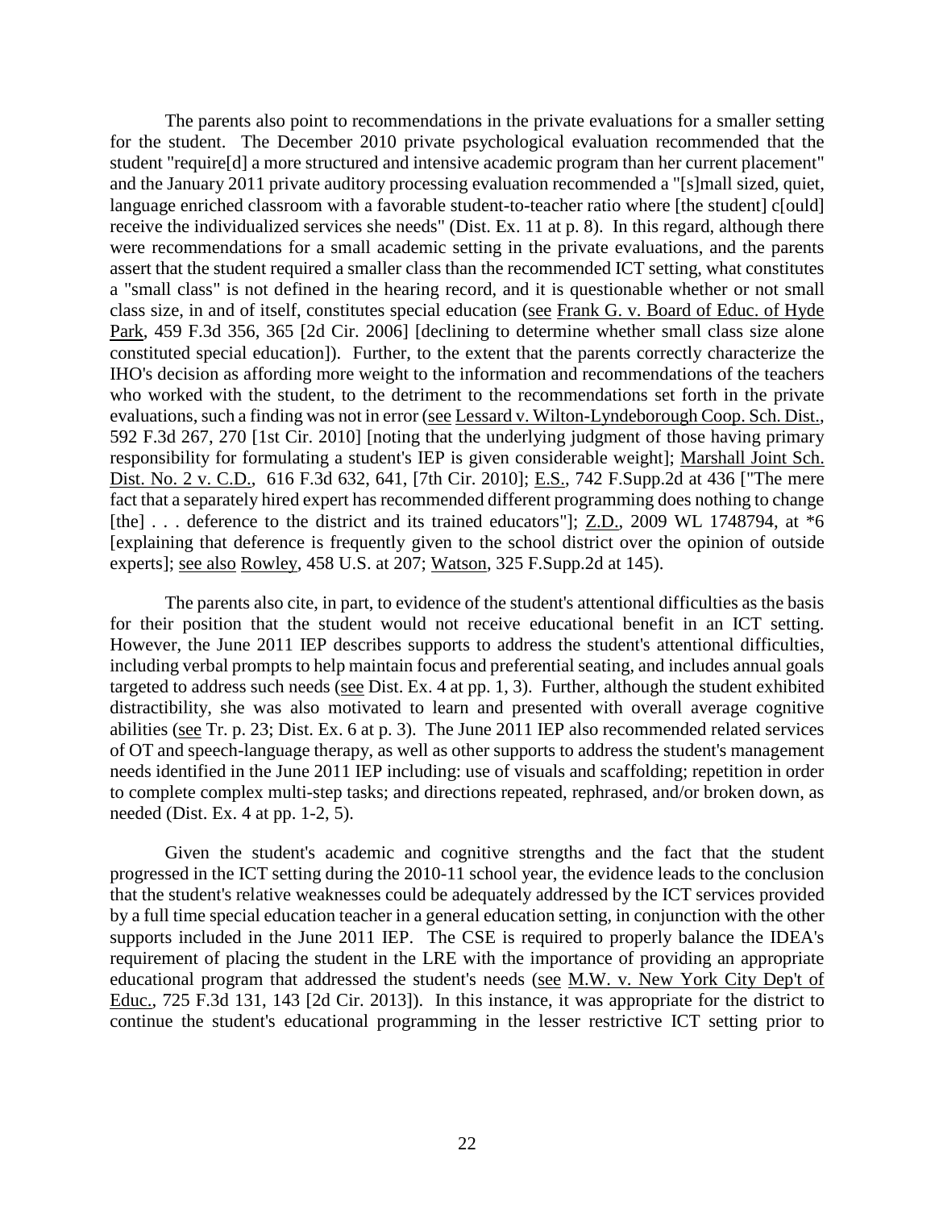The parents also point to recommendations in the private evaluations for a smaller setting for the student. The December 2010 private psychological evaluation recommended that the student "require[d] a more structured and intensive academic program than her current placement" and the January 2011 private auditory processing evaluation recommended a "[s]mall sized, quiet, language enriched classroom with a favorable student-to-teacher ratio where [the student] c[ould] receive the individualized services she needs" (Dist. Ex. 11 at p. 8). In this regard, although there were recommendations for a small academic setting in the private evaluations, and the parents assert that the student required a smaller class than the recommended ICT setting, what constitutes a "small class" is not defined in the hearing record, and it is questionable whether or not small class size, in and of itself, constitutes special education (see Frank G. v. Board of Educ. of Hyde Park, 459 F.3d 356, 365 [2d Cir. 2006] [declining to determine whether small class size alone constituted special education]). Further, to the extent that the parents correctly characterize the IHO's decision as affording more weight to the information and recommendations of the teachers who worked with the student, to the detriment to the recommendations set forth in the private evaluations, such a finding was not in error (see Lessard v. Wilton-Lyndeborough Coop. Sch. Dist., 592 F.3d 267, 270 [1st Cir. 2010] [noting that the underlying judgment of those having primary responsibility for formulating a student's IEP is given considerable weight]; Marshall Joint Sch. Dist. No. 2 v. C.D., 616 F.3d 632, 641, [7th Cir. 2010]; E.S., 742 F.Supp.2d at 436 ["The mere fact that a separately hired expert has recommended different programming does nothing to change [the] . . . deference to the district and its trained educators"]; Z.D., 2009 WL 1748794, at *6 [explaining that deference is frequently given to the school district over the opinion of outside experts]; see also Rowley, 458 U.S. at 207; Watson, 325 F.Supp.2d at 145).

The parents also cite, in part, to evidence of the student's attentional difficulties as the basis for their position that the student would not receive educational benefit in an ICT setting. However, the June 2011 IEP describes supports to address the student's attentional difficulties, including verbal prompts to help maintain focus and preferential seating, and includes annual goals targeted to address such needs (see Dist. Ex. 4 at pp. 1, 3). Further, although the student exhibited distractibility, she was also motivated to learn and presented with overall average cognitive abilities (see Tr. p. 23; Dist. Ex. 6 at p. 3). The June 2011 IEP also recommended related services of OT and speech-language therapy, as well as other supports to address the student's management needs identified in the June 2011 IEP including: use of visuals and scaffolding; repetition in order to complete complex multi-step tasks; and directions repeated, rephrased, and/or broken down, as needed (Dist. Ex. 4 at pp. 1-2, 5).

Given the student's academic and cognitive strengths and the fact that the student progressed in the ICT setting during the 2010-11 school year, the evidence leads to the conclusion that the student's relative weaknesses could be adequately addressed by the ICT services provided by a full time special education teacher in a general education setting, in conjunction with the other supports included in the June 2011 IEP. The CSE is required to properly balance the IDEA's requirement of placing the student in the LRE with the importance of providing an appropriate educational program that addressed the student's needs (see M.W. v. New York City Dep't of Educ., 725 F.3d 131, 143 [2d Cir. 2013]). In this instance, it was appropriate for the district to continue the student's educational programming in the lesser restrictive ICT setting prior to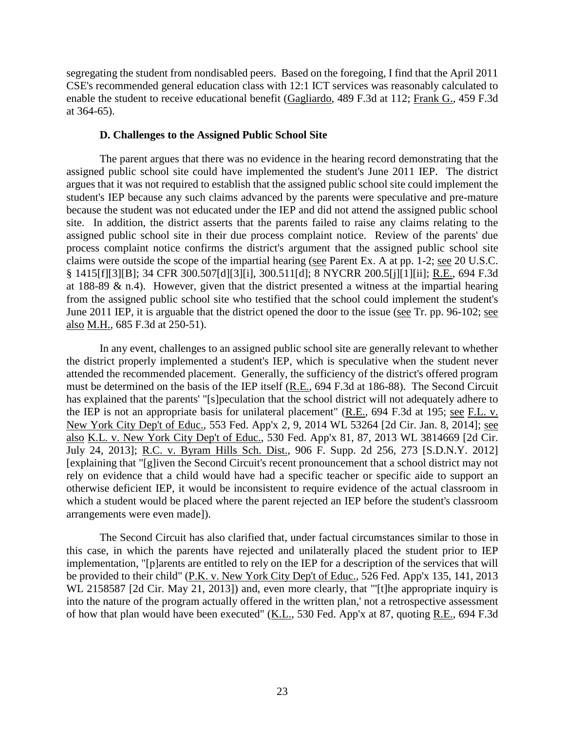segregating the student from nondisabled peers. Based on the foregoing, I find that the April 2011 CSE's recommended general education class with 12:1 ICT services was reasonably calculated to enable the student to receive educational benefit (Gagliardo, 489 F.3d at 112; Frank G., 459 F.3d at 364-65).

### D. Challenges to the Assigned Public School Site

The parent argues that there was no evidence in the hearing record demonstrating that the assigned public school site could have implemented the student's June 2011 IEP. The district argues that it was not required to establish that the assigned public school site could implement the student's IEP because any such claims advanced by the parents were speculative and pre-mature because the student was not educated under the IEP and did not attend the assigned public school site. In addition, the district asserts that the parents failed to raise any claims relating to the assigned public school site in their due process complaint notice. Review of the parents' due process complaint notice confirms the district's argument that the assigned public school site claims were outside the scope of the impartial hearing (see Parent Ex. A at pp. 1-2; see 20 U.S.C. § 1415[f][3][B]; 34 CFR 300.507[d][3][i], 300.511[d]; 8 NYCRR 200.5[j][1][ii]; R.E., 694 F.3d at 188-89 & n.4). However, given that the district presented a witness at the impartial hearing from the assigned public school site who testified that the school could implement the student's June 2011 IEP, it is arguable that the district opened the door to the issue (see Tr. pp. 96-102; see also M.H., 685 F.3d at 250-51).

In any event, challenges to an assigned public school site are generally relevant to whether the district properly implemented a student's IEP, which is speculative when the student never attended the recommended placement. Generally, the sufficiency of the district's offered program must be determined on the basis of the IEP itself (R.E., 694 F.3d at 186-88). The Second Circuit has explained that the parents' "[s]peculation that the school district will not adequately adhere to the IEP is not an appropriate basis for unilateral placement" (R.E., 694 F.3d at 195; see F.L. v. New York City Dep't of Educ., 553 Fed. App'x 2, 9, 2014 WL 53264 [2d Cir. Jan. 8, 2014]; see also K.L. v. New York City Dep't of Educ., 530 Fed. App'x 81, 87, 2013 WL 3814669 [2d Cir. July 24, 2013]; R.C. v. Byram Hills Sch. Dist., 906 F. Supp. 2d 256, 273 [S.D.N.Y. 2012] [explaining that "[g]iven the Second Circuit's recent pronouncement that a school district may not rely on evidence that a child would have had a specific teacher or specific aide to support an otherwise deficient IEP, it would be inconsistent to require evidence of the actual classroom in which a student would be placed where the parent rejected an IEP before the student's classroom arrangements were even made]).

The Second Circuit has also clarified that, under factual circumstances similar to those in this case, in which the parents have rejected and unilaterally placed the student prior to IEP implementation, "[p]arents are entitled to rely on the IEP for a description of the services that will be provided to their child" (P.K. v. New York City Dep't of Educ., 526 Fed. App'x 135, 141, 2013 WL 2158587 [2d Cir. May 21, 2013]) and, even more clearly, that "'[t]he appropriate inquiry is into the nature of the program actually offered in the written plan,' not a retrospective assessment of how that plan would have been executed" (K.L., 530 Fed. App'x at 87, quoting R.E., 694 F.3d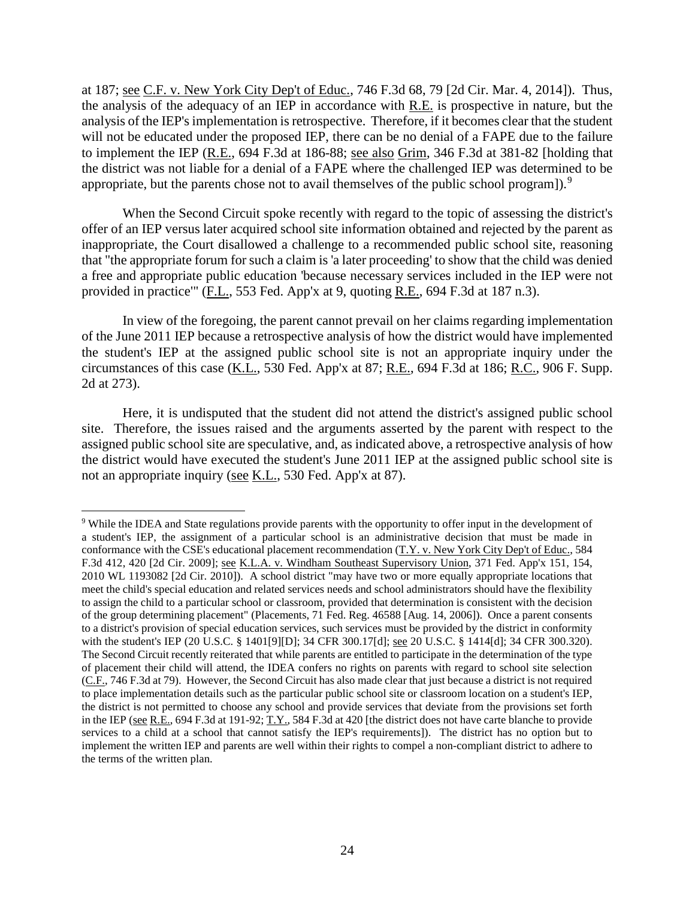at 187; see C.F. v. New York City Dep't of Educ., 746 F.3d 68, 79 [2d Cir. Mar. 4, 2014]). Thus, the analysis of the adequacy of an IEP in accordance with R.E. is prospective in nature, but the analysis of the IEP's implementation is retrospective. Therefore, if it becomes clear that the student will not be educated under the proposed IEP, there can be no denial of a FAPE due to the failure to implement the IEP (R.E., 694 F.3d at 186-88; see also Grim, 346 F.3d at 381-82 [holding that the district was not liable for a denial of a FAPE where the challenged IEP was determined to be appropriate, but the parents chose not to avail themselves of the public school program]).[9]

When the Second Circuit spoke recently with regard to the topic of assessing the district's offer of an IEP versus later acquired school site information obtained and rejected by the parent as inappropriate, the Court disallowed a challenge to a recommended public school site, reasoning that "the appropriate forum for such a claim is 'a later proceeding' to show that the child was denied a free and appropriate public education 'because necessary services included in the IEP were not provided in practice'" (F.L., 553 Fed. App'x at 9, quoting R.E., 694 F.3d at 187 n.3).

In view of the foregoing, the parent cannot prevail on her claims regarding implementation of the June 2011 IEP because a retrospective analysis of how the district would have implemented the student's IEP at the assigned public school site is not an appropriate inquiry under the circumstances of this case (K.L., 530 Fed. App'x at 87; R.E., 694 F.3d at 186; R.C., 906 F. Supp. 2d at 273).

Here, it is undisputed that the student did not attend the district's assigned public school site. Therefore, the issues raised and the arguments asserted by the parent with respect to the assigned public school site are speculative, and, as indicated above, a retrospective analysis of how the district would have executed the student's June 2011 IEP at the assigned public school site is not an appropriate inquiry (see K.L., 530 Fed. App'x at 87).

[9] While the IDEA and State regulations provide parents with the opportunity to offer input in the development of a student's IEP, the assignment of a particular school is an administrative decision that must be made in conformance with the CSE's educational placement recommendation (T.Y. v. New York City Dep't of Educ., 584 F.3d 412, 420 [2d Cir. 2009]; see K.L.A. v. Windham Southeast Supervisory Union, 371 Fed. App'x 151, 154, 2010 WL 1193082 [2d Cir. 2010]). A school district "may have two or more equally appropriate locations that meet the child's special education and related services needs and school administrators should have the flexibility to assign the child to a particular school or classroom, provided that determination is consistent with the decision of the group determining placement" (Placements, 71 Fed. Reg. 46588 [Aug. 14, 2006]). Once a parent consents to a district's provision of special education services, such services must be provided by the district in conformity with the student's IEP (20 U.S.C. § 1401[9][D]; 34 CFR 300.17[d]; see 20 U.S.C. § 1414[d]; 34 CFR 300.320). The Second Circuit recently reiterated that while parents are entitled to participate in the determination of the type of placement their child will attend, the IDEA confers no rights on parents with regard to school site selection (C.F., 746 F.3d at 79). However, the Second Circuit has also made clear that just because a district is not required to place implementation details such as the particular public school site or classroom location on a student's IEP, the district is not permitted to choose any school and provide services that deviate from the provisions set forth in the IEP (see R.E., 694 F.3d at 191-92; T.Y., 584 F.3d at 420 [the district does not have carte blanche to provide services to a child at a school that cannot satisfy the IEP's requirements]). The district has no option but to implement the written IEP and parents are well within their rights to compel a non-compliant district to adhere to the terms of the written plan.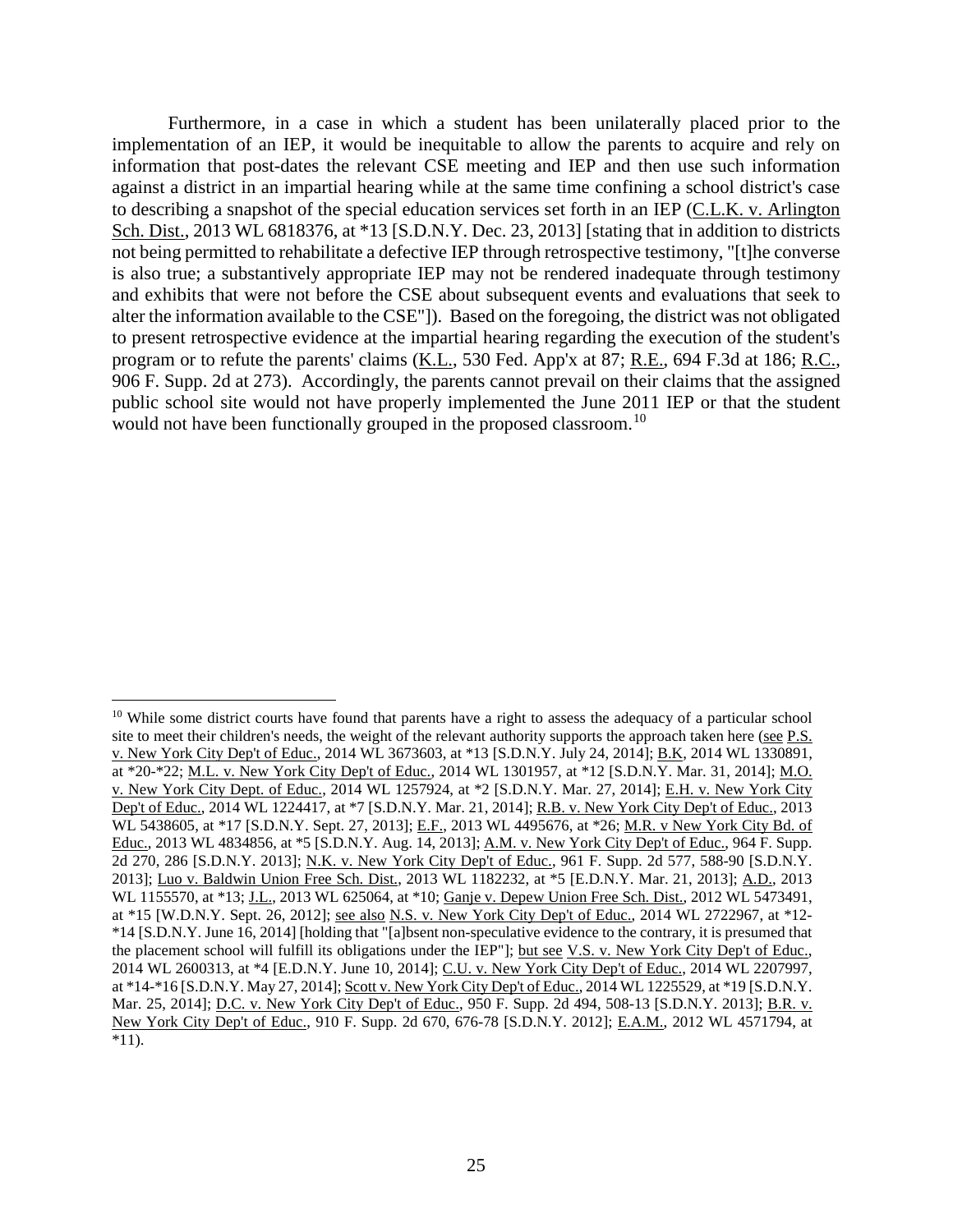Furthermore, in a case in which a student has been unilaterally placed prior to the implementation of an IEP, it would be inequitable to allow the parents to acquire and rely on information that post-dates the relevant CSE meeting and IEP and then use such information against a district in an impartial hearing while at the same time confining a school district's case to describing a snapshot of the special education services set forth in an IEP (C.L.K. v. Arlington Sch. Dist., 2013 WL 6818376, at *13 [S.D.N.Y. Dec. 23, 2013] [stating that in addition to districts not being permitted to rehabilitate a defective IEP through retrospective testimony, "[t]he converse is also true; a substantively appropriate IEP may not be rendered inadequate through testimony and exhibits that were not before the CSE about subsequent events and evaluations that seek to alter the information available to the CSE"]). Based on the foregoing, the district was not obligated to present retrospective evidence at the impartial hearing regarding the execution of the student's program or to refute the parents' claims (K.L., 530 Fed. App'x at 87; R.E., 694 F.3d at 186; R.C., 906 F. Supp. 2d at 273). Accordingly, the parents cannot prevail on their claims that the assigned public school site would not have properly implemented the June 2011 IEP or that the student would not have been functionally grouped in the proposed classroom.[10]

[10] While some district courts have found that parents have a right to assess the adequacy of a particular school site to meet their children's needs, the weight of the relevant authority supports the approach taken here (see P.S. v. New York City Dep't of Educ., 2014 WL 3673603, at *13 [S.D.N.Y. July 24, 2014]; B.K, 2014 WL 1330891, at *20-*22; M.L. v. New York City Dep't of Educ., 2014 WL 1301957, at *12 [S.D.N.Y. Mar. 31, 2014]; M.O. v. New York City Dept. of Educ., 2014 WL 1257924, at *2 [S.D.N.Y. Mar. 27, 2014]; E.H. v. New York City Dep't of Educ., 2014 WL 1224417, at *7 [S.D.N.Y. Mar. 21, 2014]; R.B. v. New York City Dep't of Educ., 2013 WL 5438605, at *17 [S.D.N.Y. Sept. 27, 2013]; E.F., 2013 WL 4495676, at *26; M.R. v New York City Bd. of Educ., 2013 WL 4834856, at *5 [S.D.N.Y. Aug. 14, 2013]; A.M. v. New York City Dep't of Educ., 964 F. Supp. 2d 270, 286 [S.D.N.Y. 2013]; N.K. v. New York City Dep't of Educ., 961 F. Supp. 2d 577, 588-90 [S.D.N.Y. 2013]; Luo v. Baldwin Union Free Sch. Dist., 2013 WL 1182232, at *5 [E.D.N.Y. Mar. 21, 2013]; A.D., 2013 WL 1155570, at *13; J.L., 2013 WL 625064, at *10; Ganje v. Depew Union Free Sch. Dist., 2012 WL 5473491, at *15 [W.D.N.Y. Sept. 26, 2012]; see also N.S. v. New York City Dep't of Educ., 2014 WL 2722967, at *12-*14 [S.D.N.Y. June 16, 2014] [holding that "[a]bsent non-speculative evidence to the contrary, it is presumed that the placement school will fulfill its obligations under the IEP"]; but see V.S. v. New York City Dep't of Educ., 2014 WL 2600313, at *4 [E.D.N.Y. June 10, 2014]; C.U. v. New York City Dep't of Educ., 2014 WL 2207997, at *14-*16 [S.D.N.Y. May 27, 2014]; Scott v. New York City Dep't of Educ., 2014 WL 1225529, at *19 [S.D.N.Y. Mar. 25, 2014]; D.C. v. New York City Dep't of Educ., 950 F. Supp. 2d 494, 508-13 [S.D.N.Y. 2013]; B.R. v. New York City Dep't of Educ., 910 F. Supp. 2d 670, 676-78 [S.D.N.Y. 2012]; E.A.M., 2012 WL 4571794, at *11).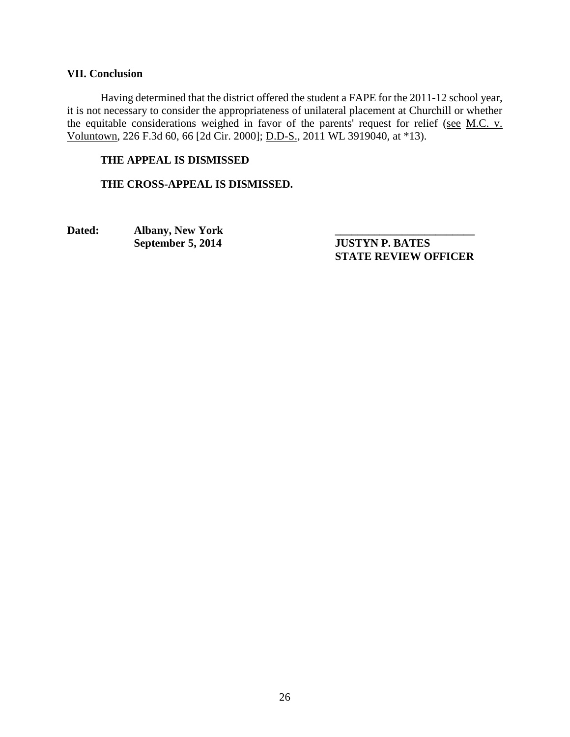### VII. Conclusion

Having determined that the district offered the student a FAPE for the 2011-12 school year, it is not necessary to consider the appropriateness of unilateral placement at Churchill or whether the equitable considerations weighed in favor of the parents' request for relief (see M.C. v. Voluntown, 226 F.3d 60, 66 [2d Cir. 2000]; D.D-S., 2011 WL 3919040, at *13).

**THE APPEAL IS DISMISSED**

**THE CROSS-APPEAL IS DISMISSED.**

**Dated:** **Albany, New York**
**September 5, 2014**

_________________________
**JUSTYN P. BATES**
**STATE REVIEW OFFICER**